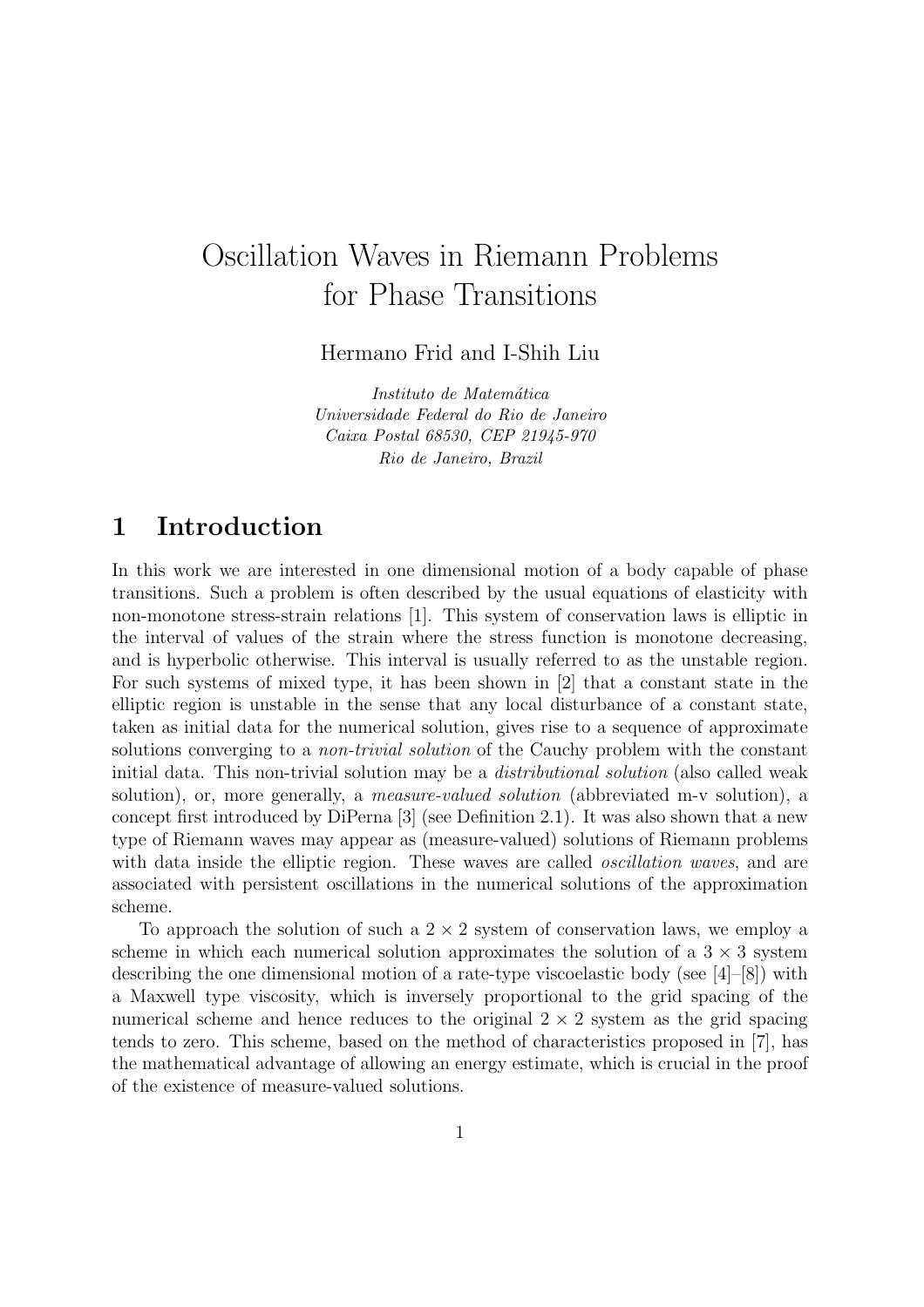# Oscillation Waves in Riemann Problems for Phase Transitions

Hermano Frid and I-Shih Liu

*Instituto de Matemática*
*Universidade Federal do Rio de Janeiro*
*Caixa Postal 68530, CEP 21945-970*
*Rio de Janeiro, Brazil*

## 1 Introduction

In this work we are interested in one dimensional motion of a body capable of phase transitions. Such a problem is often described by the usual equations of elasticity with non-monotone stress-strain relations [1]. This system of conservation laws is elliptic in the interval of values of the strain where the stress function is monotone decreasing, and is hyperbolic otherwise. This interval is usually referred to as the unstable region. For such systems of mixed type, it has been shown in [2] that a constant state in the elliptic region is unstable in the sense that any local disturbance of a constant state, taken as initial data for the numerical solution, gives rise to a sequence of approximate solutions converging to a *non-trivial solution* of the Cauchy problem with the constant initial data. This non-trivial solution may be a *distributional solution* (also called weak solution), or, more generally, a *measure-valued solution* (abbreviated m-v solution), a concept first introduced by DiPerna [3] (see Definition 2.1). It was also shown that a new type of Riemann waves may appear as (measure-valued) solutions of Riemann problems with data inside the elliptic region. These waves are called *oscillation waves*, and are associated with persistent oscillations in the numerical solutions of the approximation scheme.

To approach the solution of such a $2 \times 2$ system of conservation laws, we employ a scheme in which each numerical solution approximates the solution of a $3 \times 3$ system describing the one dimensional motion of a rate-type viscoelastic body (see [4]–[8]) with a Maxwell type viscosity, which is inversely proportional to the grid spacing of the numerical scheme and hence reduces to the original $2 \times 2$ system as the grid spacing tends to zero. This scheme, based on the method of characteristics proposed in [7], has the mathematical advantage of allowing an energy estimate, which is crucial in the proof of the existence of measure-valued solutions.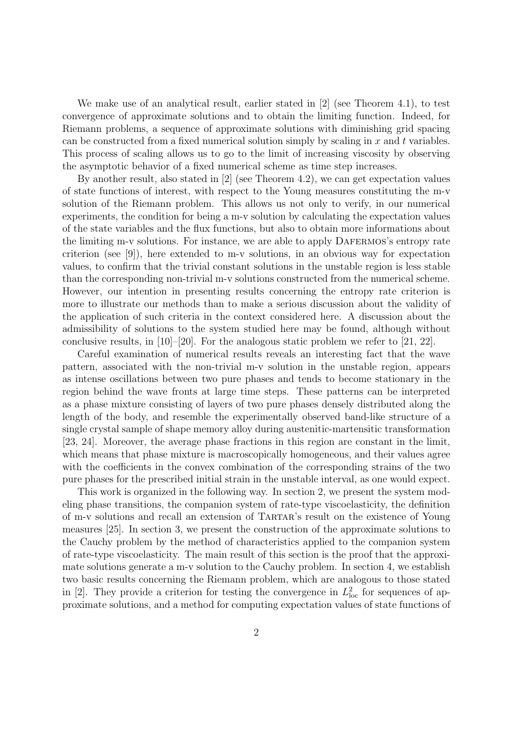We make use of an analytical result, earlier stated in [2] (see Theorem 4.1), to test convergence of approximate solutions and to obtain the limiting function. Indeed, for Riemann problems, a sequence of approximate solutions with diminishing grid spacing can be constructed from a fixed numerical solution simply by scaling in $x$ and $t$ variables. This process of scaling allows us to go to the limit of increasing viscosity by observing the asymptotic behavior of a fixed numerical scheme as time step increases.

By another result, also stated in [2] (see Theorem 4.2), we can get expectation values of state functions of interest, with respect to the Young measures constituting the m-v solution of the Riemann problem. This allows us not only to verify, in our numerical experiments, the condition for being a m-v solution by calculating the expectation values of the state variables and the flux functions, but also to obtain more informations about the limiting m-v solutions. For instance, we are able to apply Dafermos's entropy rate criterion (see [9]), here extended to m-v solutions, in an obvious way for expectation values, to confirm that the trivial constant solutions in the unstable region is less stable than the corresponding non-trivial m-v solutions constructed from the numerical scheme. However, our intention in presenting results concerning the entropy rate criterion is more to illustrate our methods than to make a serious discussion about the validity of the application of such criteria in the context considered here. A discussion about the admissibility of solutions to the system studied here may be found, although without conclusive results, in [10]–[20]. For the analogous static problem we refer to [21, 22].

Careful examination of numerical results reveals an interesting fact that the wave pattern, associated with the non-trivial m-v solution in the unstable region, appears as intense oscillations between two pure phases and tends to become stationary in the region behind the wave fronts at large time steps. These patterns can be interpreted as a phase mixture consisting of layers of two pure phases densely distributed along the length of the body, and resemble the experimentally observed band-like structure of a single crystal sample of shape memory alloy during austenitic-martensitic transformation [23, 24]. Moreover, the average phase fractions in this region are constant in the limit, which means that phase mixture is macroscopically homogeneous, and their values agree with the coefficients in the convex combination of the corresponding strains of the two pure phases for the prescribed initial strain in the unstable interval, as one would expect.

This work is organized in the following way. In section 2, we present the system modeling phase transitions, the companion system of rate-type viscoelasticity, the definition of m-v solutions and recall an extension of Tartar's result on the existence of Young measures [25]. In section 3, we present the construction of the approximate solutions to the Cauchy problem by the method of characteristics applied to the companion system of rate-type viscoelasticity. The main result of this section is the proof that the approximate solutions generate a m-v solution to the Cauchy problem. In section 4, we establish two basic results concerning the Riemann problem, which are analogous to those stated in [2]. They provide a criterion for testing the convergence in $L^2_{\text{loc}}$ for sequences of approximate solutions, and a method for computing expectation values of state functions of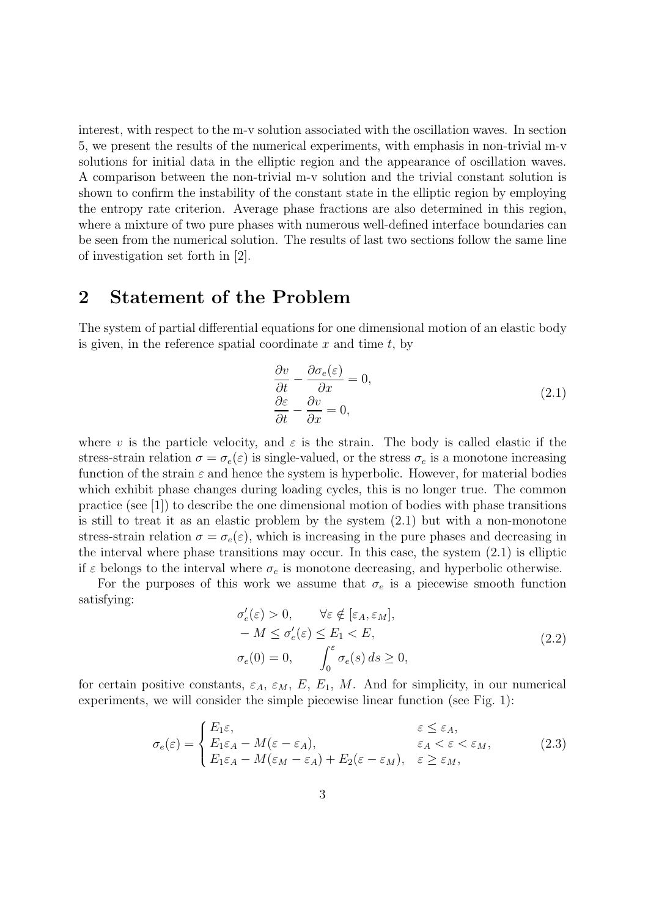interest, with respect to the m-v solution associated with the oscillation waves. In section 5, we present the results of the numerical experiments, with emphasis in non-trivial m-v solutions for initial data in the elliptic region and the appearance of oscillation waves. A comparison between the non-trivial m-v solution and the trivial constant solution is shown to confirm the instability of the constant state in the elliptic region by employing the entropy rate criterion. Average phase fractions are also determined in this region, where a mixture of two pure phases with numerous well-defined interface boundaries can be seen from the numerical solution. The results of last two sections follow the same line of investigation set forth in [2].

## 2 Statement of the Problem

The system of partial differential equations for one dimensional motion of an elastic body is given, in the reference spatial coordinate $x$ and time $t$, by

$$
\begin{aligned}
&\frac{\partial v}{\partial t} - \frac{\partial \sigma_e(\varepsilon)}{\partial x} = 0, \\
&\frac{\partial \varepsilon}{\partial t} - \frac{\partial v}{\partial x} = 0,
\end{aligned}
\tag{2.1}
$$

where $v$ is the particle velocity, and $\varepsilon$ is the strain. The body is called elastic if the stress-strain relation $\sigma = \sigma_e(\varepsilon)$ is single-valued, or the stress $\sigma_e$ is a monotone increasing function of the strain $\varepsilon$ and hence the system is hyperbolic. However, for material bodies which exhibit phase changes during loading cycles, this is no longer true. The common practice (see [1]) to describe the one dimensional motion of bodies with phase transitions is still to treat it as an elastic problem by the system (2.1) but with a non-monotone stress-strain relation $\sigma = \sigma_e(\varepsilon)$, which is increasing in the pure phases and decreasing in the interval where phase transitions may occur. In this case, the system (2.1) is elliptic if $\varepsilon$ belongs to the interval where $\sigma_e$ is monotone decreasing, and hyperbolic otherwise.

For the purposes of this work we assume that $\sigma_e$ is a piecewise smooth function satisfying:

$$
\begin{aligned}
&\sigma_e'(\varepsilon) > 0, \qquad \forall \varepsilon \notin [\varepsilon_A, \varepsilon_M], \\
&-M \le \sigma_e'(\varepsilon) \le E_1 < E, \\
&\sigma_e(0) = 0, \qquad \int_0^{\varepsilon} \sigma_e(s)\, ds \ge 0,
\end{aligned}
\tag{2.2}
$$

for certain positive constants, $\varepsilon_A$, $\varepsilon_M$, $E$, $E_1$, $M$. And for simplicity, in our numerical experiments, we will consider the simple piecewise linear function (see Fig. 1):

$$
\sigma_e(\varepsilon) = \begin{cases} E_1 \varepsilon, & \varepsilon \le \varepsilon_A, \\ E_1 \varepsilon_A - M(\varepsilon - \varepsilon_A), & \varepsilon_A < \varepsilon < \varepsilon_M, \\ E_1 \varepsilon_A - M(\varepsilon_M - \varepsilon_A) + E_2(\varepsilon - \varepsilon_M), & \varepsilon \ge \varepsilon_M, \end{cases}
\tag{2.3}
$$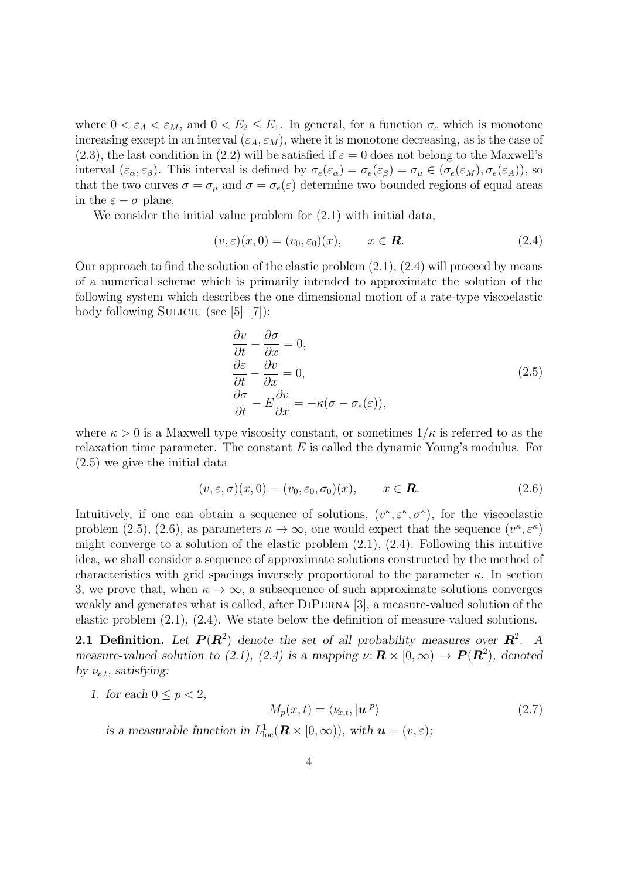where $0 < \varepsilon_A < \varepsilon_M$, and $0 < E_2 \le E_1$. In general, for a function $\sigma_e$ which is monotone increasing except in an interval $(\varepsilon_A, \varepsilon_M)$, where it is monotone decreasing, as is the case of (2.3), the last condition in (2.2) will be satisfied if $\varepsilon = 0$ does not belong to the Maxwell's interval $(\varepsilon_\alpha, \varepsilon_\beta)$. This interval is defined by $\sigma_e(\varepsilon_\alpha) = \sigma_e(\varepsilon_\beta) = \sigma_\mu \in (\sigma_e(\varepsilon_M), \sigma_e(\varepsilon_A))$, so that the two curves $\sigma = \sigma_\mu$ and $\sigma = \sigma_e(\varepsilon)$ determine two bounded regions of equal areas in the $\varepsilon - \sigma$ plane.

We consider the initial value problem for (2.1) with initial data,

$$(v, \varepsilon)(x, 0) = (v_0, \varepsilon_0)(x), \qquad x \in \boldsymbol{R}. \tag{2.4}$$

Our approach to find the solution of the elastic problem (2.1), (2.4) will proceed by means of a numerical scheme which is primarily intended to approximate the solution of the following system which describes the one dimensional motion of a rate-type viscoelastic body following Suliciu (see [5]–[7]):

$$\begin{aligned}
&\frac{\partial v}{\partial t} - \frac{\partial \sigma}{\partial x} = 0, \\
&\frac{\partial \varepsilon}{\partial t} - \frac{\partial v}{\partial x} = 0, \\
&\frac{\partial \sigma}{\partial t} - E\frac{\partial v}{\partial x} = -\kappa(\sigma - \sigma_e(\varepsilon)),
\end{aligned} \tag{2.5}$$

where $\kappa > 0$ is a Maxwell type viscosity constant, or sometimes $1/\kappa$ is referred to as the relaxation time parameter. The constant $E$ is called the dynamic Young's modulus. For (2.5) we give the initial data

$$(v, \varepsilon, \sigma)(x, 0) = (v_0, \varepsilon_0, \sigma_0)(x), \qquad x \in \boldsymbol{R}. \tag{2.6}$$

Intuitively, if one can obtain a sequence of solutions, $(v^\kappa, \varepsilon^\kappa, \sigma^\kappa)$, for the viscoelastic problem (2.5), (2.6), as parameters $\kappa \to \infty$, one would expect that the sequence $(v^\kappa, \varepsilon^\kappa)$ might converge to a solution of the elastic problem (2.1), (2.4). Following this intuitive idea, we shall consider a sequence of approximate solutions constructed by the method of characteristics with grid spacings inversely proportional to the parameter $\kappa$. In section 3, we prove that, when $\kappa \to \infty$, a subsequence of such approximate solutions converges weakly and generates what is called, after DiPerna [3], a measure-valued solution of the elastic problem (2.1), (2.4). We state below the definition of measure-valued solutions.

**2.1 Definition.** *Let $\boldsymbol{P}(\boldsymbol{R}^2)$ denote the set of all probability measures over $\boldsymbol{R}^2$. A measure-valued solution to (2.1), (2.4) is a mapping $\nu: \boldsymbol{R} \times [0, \infty) \to \boldsymbol{P}(\boldsymbol{R}^2)$, denoted by $\nu_{x,t}$, satisfying:*

1. *for each $0 \le p < 2$,*

$$M_p(x, t) = \langle \nu_{x,t}, |\boldsymbol{u}|^p \rangle \tag{2.7}$$

*is a measurable function in $L^1_{\text{loc}}(\boldsymbol{R} \times [0, \infty))$, with $\boldsymbol{u} = (v, \varepsilon)$;*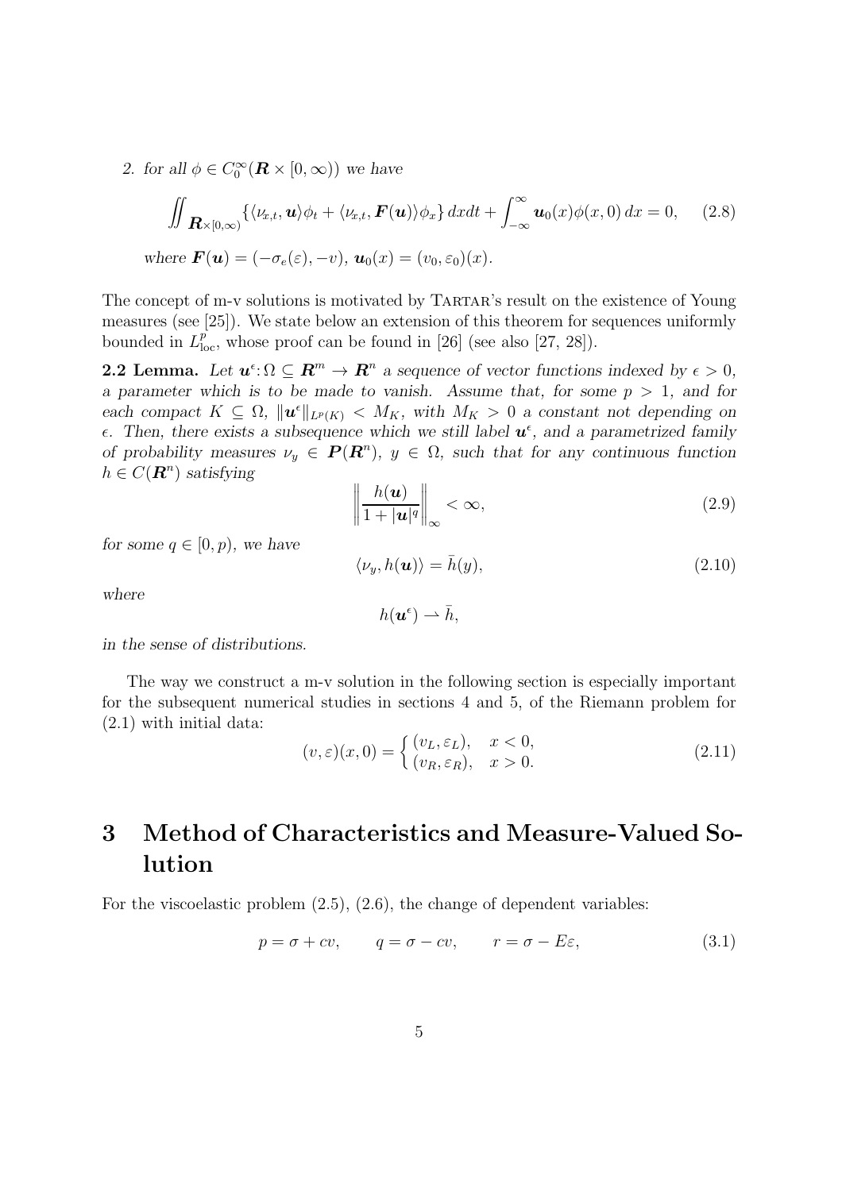2. *for all* $\phi \in C_0^\infty(\boldsymbol{R} \times [0,\infty))$ *we have*

$$\iint_{\boldsymbol{R}\times[0,\infty)} \{\langle \nu_{x,t}, \boldsymbol{u}\rangle \phi_t + \langle \nu_{x,t}, \boldsymbol{F}(\boldsymbol{u})\rangle \phi_x\}\, dxdt + \int_{-\infty}^{\infty} \boldsymbol{u}_0(x)\phi(x,0)\, dx = 0, \qquad (2.8)$$

*where* $\boldsymbol{F}(\boldsymbol{u}) = (-\sigma_e(\varepsilon), -v)$, $\boldsymbol{u}_0(x) = (v_0, \varepsilon_0)(x)$.

The concept of m-v solutions is motivated by Tartar's result on the existence of Young measures (see [25]). We state below an extension of this theorem for sequences uniformly bounded in $L^p_{\text{loc}}$, whose proof can be found in [26] (see also [27, 28]).

**2.2 Lemma.** *Let* $\boldsymbol{u}^\epsilon : \Omega \subseteq \boldsymbol{R}^m \to \boldsymbol{R}^n$ *a sequence of vector functions indexed by* $\epsilon > 0$, *a parameter which is to be made to vanish. Assume that, for some* $p > 1$, *and for each compact* $K \subseteq \Omega$, $\|\boldsymbol{u}^\epsilon\|_{L^p(K)} < M_K$, *with* $M_K > 0$ *a constant not depending on* $\epsilon$. *Then, there exists a subsequence which we still label* $\boldsymbol{u}^\epsilon$, *and a parametrized family of probability measures* $\nu_y \in \boldsymbol{P}(\boldsymbol{R}^n)$, $y \in \Omega$, *such that for any continuous function* $h \in C(\boldsymbol{R}^n)$ *satisfying*

$$\left\| \frac{h(\boldsymbol{u})}{1 + |\boldsymbol{u}|^q} \right\|_\infty < \infty, \qquad (2.9)$$

*for some* $q \in [0, p)$, *we have*

$$\langle \nu_y, h(\boldsymbol{u})\rangle = \bar{h}(y), \qquad (2.10)$$

*where*

$$h(\boldsymbol{u}^\epsilon) \rightharpoonup \bar{h},$$

*in the sense of distributions.*

The way we construct a m-v solution in the following section is especially important for the subsequent numerical studies in sections 4 and 5, of the Riemann problem for (2.1) with initial data:

$$(v, \varepsilon)(x, 0) = \begin{cases} (v_L, \varepsilon_L), & x < 0, \\ (v_R, \varepsilon_R), & x > 0. \end{cases} \qquad (2.11)$$

# 3 Method of Characteristics and Measure-Valued Solution

For the viscoelastic problem (2.5), (2.6), the change of dependent variables:

$$p = \sigma + cv, \qquad q = \sigma - cv, \qquad r = \sigma - E\varepsilon, \qquad (3.1)$$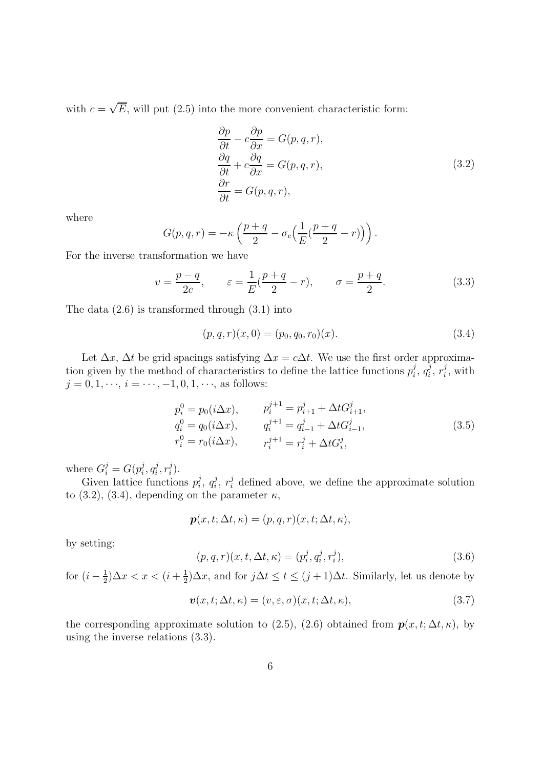with $c = \sqrt{E}$, will put (2.5) into the more convenient characteristic form:

$$
\begin{aligned}
\frac{\partial p}{\partial t} - c\frac{\partial p}{\partial x} &= G(p, q, r), \\
\frac{\partial q}{\partial t} + c\frac{\partial q}{\partial x} &= G(p, q, r), \\
\frac{\partial r}{\partial t} &= G(p, q, r),
\end{aligned}
\tag{3.2}
$$

where

$$
G(p, q, r) = -\kappa \left( \frac{p+q}{2} - \sigma_e\Big(\frac{1}{E}(\frac{p+q}{2} - r)\Big) \right).
$$

For the inverse transformation we have

$$
v = \frac{p-q}{2c}, \qquad \varepsilon = \frac{1}{E}(\frac{p+q}{2} - r), \qquad \sigma = \frac{p+q}{2}. \tag{3.3}
$$

The data (2.6) is transformed through (3.1) into

$$
(p, q, r)(x, 0) = (p_0, q_0, r_0)(x). \tag{3.4}
$$

Let $\Delta x$, $\Delta t$ be grid spacings satisfying $\Delta x = c\Delta t$. We use the first order approximation given by the method of characteristics to define the lattice functions $p_i^j$, $q_i^j$, $r_i^j$, with $j = 0, 1, \cdots$, $i = \cdots, -1, 0, 1, \cdots$, as follows:

$$
\begin{aligned}
p_i^0 &= p_0(i\Delta x), \qquad & p_i^{j+1} &= p_{i+1}^j + \Delta t G_{i+1}^j, \\
q_i^0 &= q_0(i\Delta x), \qquad & q_i^{j+1} &= q_{i-1}^j + \Delta t G_{i-1}^j, \\
r_i^0 &= r_0(i\Delta x), \qquad & r_i^{j+1} &= r_i^j + \Delta t G_i^j,
\end{aligned}
\tag{3.5}
$$

where $G_i^j = G(p_i^j, q_i^j, r_i^j)$.

Given lattice functions $p_i^j$, $q_i^j$, $r_i^j$ defined above, we define the approximate solution to (3.2), (3.4), depending on the parameter $\kappa$,

$$
\boldsymbol{p}(x, t; \Delta t, \kappa) = (p, q, r)(x, t; \Delta t, \kappa),
$$

by setting:

$$
(p, q, r)(x, t, \Delta t, \kappa) = (p_i^j, q_i^j, r_i^j), \tag{3.6}
$$

for $(i - \frac{1}{2})\Delta x < x < (i + \frac{1}{2})\Delta x$, and for $j\Delta t \leq t \leq (j+1)\Delta t$. Similarly, let us denote by

$$
\boldsymbol{v}(x, t; \Delta t, \kappa) = (v, \varepsilon, \sigma)(x, t; \Delta t, \kappa), \tag{3.7}
$$

the corresponding approximate solution to (2.5), (2.6) obtained from $\boldsymbol{p}(x, t; \Delta t, \kappa)$, by using the inverse relations (3.3).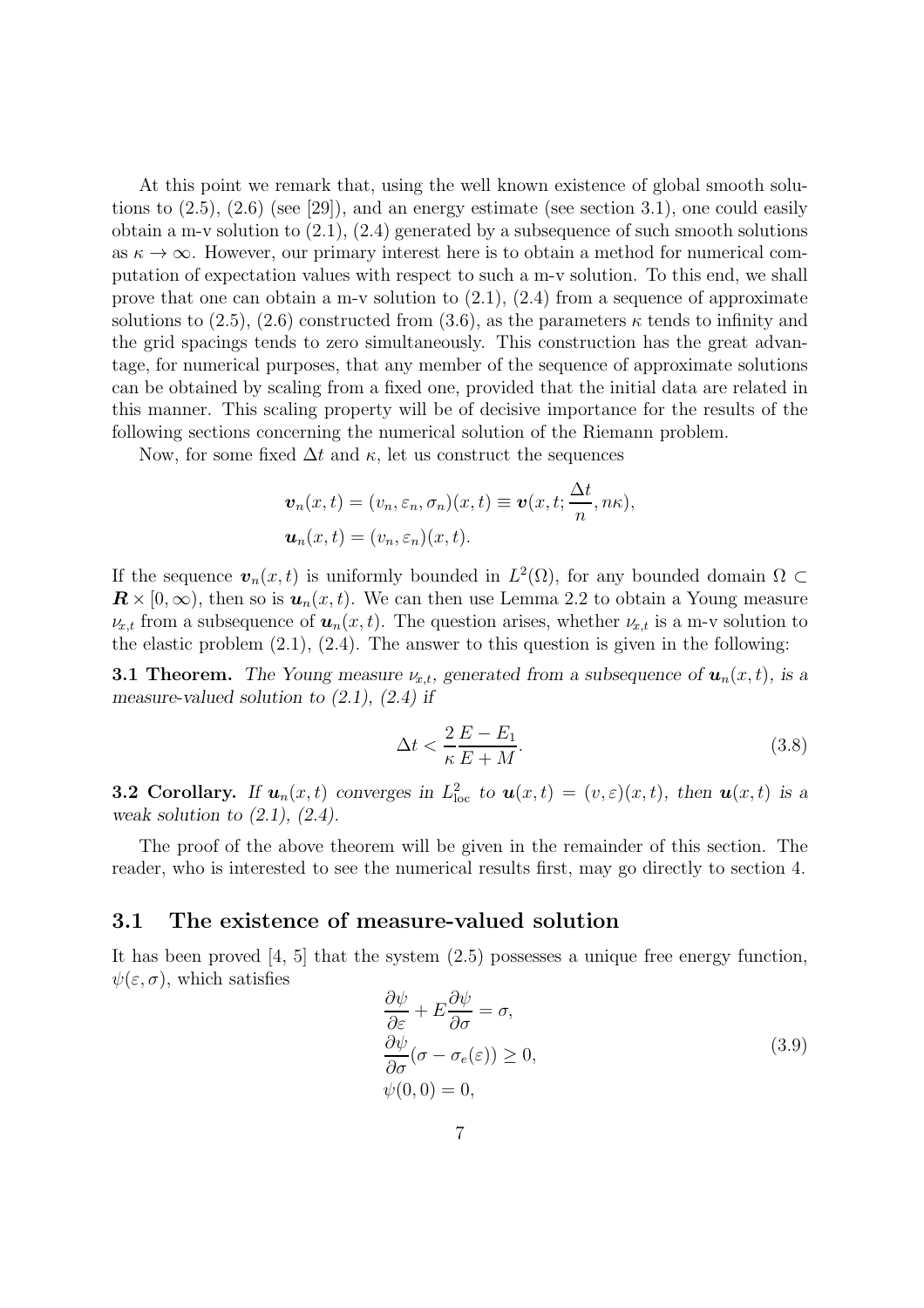At this point we remark that, using the well known existence of global smooth solutions to (2.5), (2.6) (see [29]), and an energy estimate (see section 3.1), one could easily obtain a m-v solution to (2.1), (2.4) generated by a subsequence of such smooth solutions as $\kappa \to \infty$. However, our primary interest here is to obtain a method for numerical computation of expectation values with respect to such a m-v solution. To this end, we shall prove that one can obtain a m-v solution to (2.1), (2.4) from a sequence of approximate solutions to (2.5), (2.6) constructed from (3.6), as the parameters $\kappa$ tends to infinity and the grid spacings tends to zero simultaneously. This construction has the great advantage, for numerical purposes, that any member of the sequence of approximate solutions can be obtained by scaling from a fixed one, provided that the initial data are related in this manner. This scaling property will be of decisive importance for the results of the following sections concerning the numerical solution of the Riemann problem.

Now, for some fixed $\Delta t$ and $\kappa$, let us construct the sequences

$$
\begin{aligned}
\boldsymbol{v}_n(x,t) &= (v_n, \varepsilon_n, \sigma_n)(x,t) \equiv \boldsymbol{v}(x,t;\frac{\Delta t}{n}, n\kappa),\\
\boldsymbol{u}_n(x,t) &= (v_n, \varepsilon_n)(x,t).
\end{aligned}
$$

If the sequence $\boldsymbol{v}_n(x,t)$ is uniformly bounded in $L^2(\Omega)$, for any bounded domain $\Omega \subset \boldsymbol{R} \times [0,\infty)$, then so is $\boldsymbol{u}_n(x,t)$. We can then use Lemma 2.2 to obtain a Young measure $\nu_{x,t}$ from a subsequence of $\boldsymbol{u}_n(x,t)$. The question arises, whether $\nu_{x,t}$ is a m-v solution to the elastic problem (2.1), (2.4). The answer to this question is given in the following:

**3.1 Theorem.** *The Young measure $\nu_{x,t}$, generated from a subsequence of $\boldsymbol{u}_n(x,t)$, is a measure-valued solution to (2.1), (2.4) if*

$$
\Delta t < \frac{2}{\kappa}\frac{E - E_1}{E + M}. \tag{3.8}
$$

**3.2 Corollary.** *If $\boldsymbol{u}_n(x,t)$ converges in $L^2_{\text{loc}}$ to $\boldsymbol{u}(x,t) = (v,\varepsilon)(x,t)$, then $\boldsymbol{u}(x,t)$ is a weak solution to (2.1), (2.4).*

The proof of the above theorem will be given in the remainder of this section. The reader, who is interested to see the numerical results first, may go directly to section 4.

### 3.1 The existence of measure-valued solution

It has been proved [4, 5] that the system (2.5) possesses a unique free energy function, $\psi(\varepsilon, \sigma)$, which satisfies

$$
\begin{aligned}
&\frac{\partial \psi}{\partial \varepsilon} + E\frac{\partial \psi}{\partial \sigma} = \sigma,\\
&\frac{\partial \psi}{\partial \sigma}(\sigma - \sigma_e(\varepsilon)) \geq 0,\\
&\psi(0,0) = 0,
\end{aligned} \tag{3.9}
$$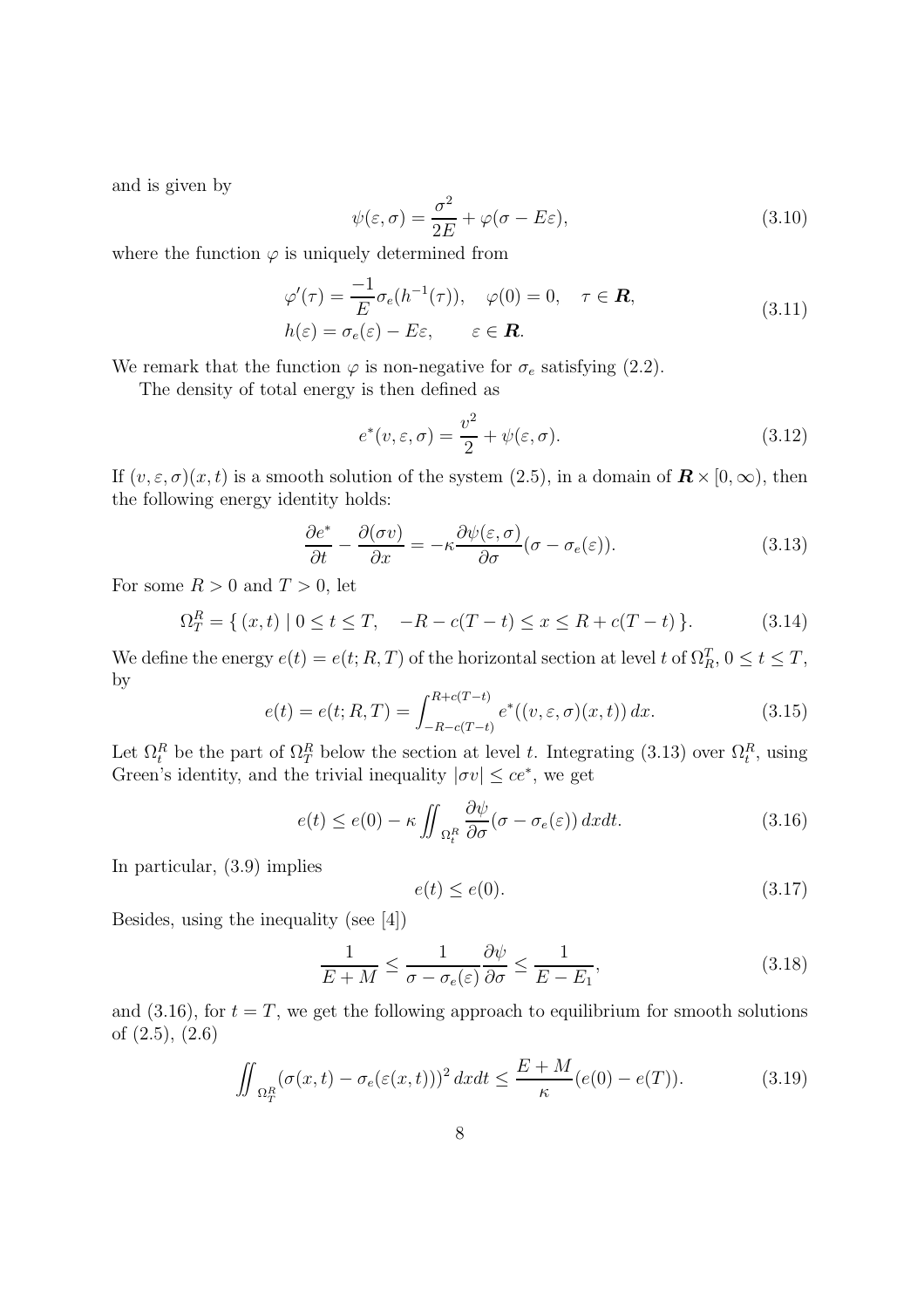and is given by

$$\psi(\varepsilon, \sigma) = \frac{\sigma^2}{2E} + \varphi(\sigma - E\varepsilon), \tag{3.10}$$

where the function $\varphi$ is uniquely determined from

$$\begin{aligned} &\varphi'(\tau) = \frac{-1}{E}\sigma_e(h^{-1}(\tau)), \quad \varphi(0) = 0, \quad \tau \in \boldsymbol{R}, \\ &h(\varepsilon) = \sigma_e(\varepsilon) - E\varepsilon, \qquad \varepsilon \in \boldsymbol{R}. \end{aligned} \tag{3.11}$$

We remark that the function $\varphi$ is non-negative for $\sigma_e$ satisfying (2.2).

The density of total energy is then defined as

$$e^*(v, \varepsilon, \sigma) = \frac{v^2}{2} + \psi(\varepsilon, \sigma). \tag{3.12}$$

If $(v, \varepsilon, \sigma)(x, t)$ is a smooth solution of the system (2.5), in a domain of $\boldsymbol{R} \times [0, \infty)$, then the following energy identity holds:

$$\frac{\partial e^*}{\partial t} - \frac{\partial(\sigma v)}{\partial x} = -\kappa \frac{\partial \psi(\varepsilon, \sigma)}{\partial \sigma}(\sigma - \sigma_e(\varepsilon)). \tag{3.13}$$

For some $R > 0$ and $T > 0$, let

$$\Omega_T^R = \{\, (x, t) \mid 0 \le t \le T, \quad -R - c(T - t) \le x \le R + c(T - t) \,\}. \tag{3.14}$$

We define the energy $e(t) = e(t; R, T)$ of the horizontal section at level $t$ of $\Omega_R^T$, $0 \le t \le T$, by

$$e(t) = e(t; R, T) = \int_{-R-c(T-t)}^{R+c(T-t)} e^*((v, \varepsilon, \sigma)(x, t))\, dx. \tag{3.15}$$

Let $\Omega_t^R$ be the part of $\Omega_T^R$ below the section at level $t$. Integrating (3.13) over $\Omega_t^R$, using Green's identity, and the trivial inequality $|\sigma v| \le c e^*$, we get

$$e(t) \le e(0) - \kappa \iint_{\Omega_t^R} \frac{\partial \psi}{\partial \sigma}(\sigma - \sigma_e(\varepsilon))\, dx dt. \tag{3.16}$$

In particular, (3.9) implies

$$e(t) \le e(0). \tag{3.17}$$

Besides, using the inequality (see [4])

$$\frac{1}{E + M} \le \frac{1}{\sigma - \sigma_e(\varepsilon)} \frac{\partial \psi}{\partial \sigma} \le \frac{1}{E - E_1}, \tag{3.18}$$

and (3.16), for $t = T$, we get the following approach to equilibrium for smooth solutions of (2.5), (2.6)

$$\iint_{\Omega_T^R} (\sigma(x, t) - \sigma_e(\varepsilon(x, t)))^2\, dx dt \le \frac{E + M}{\kappa}(e(0) - e(T)). \tag{3.19}$$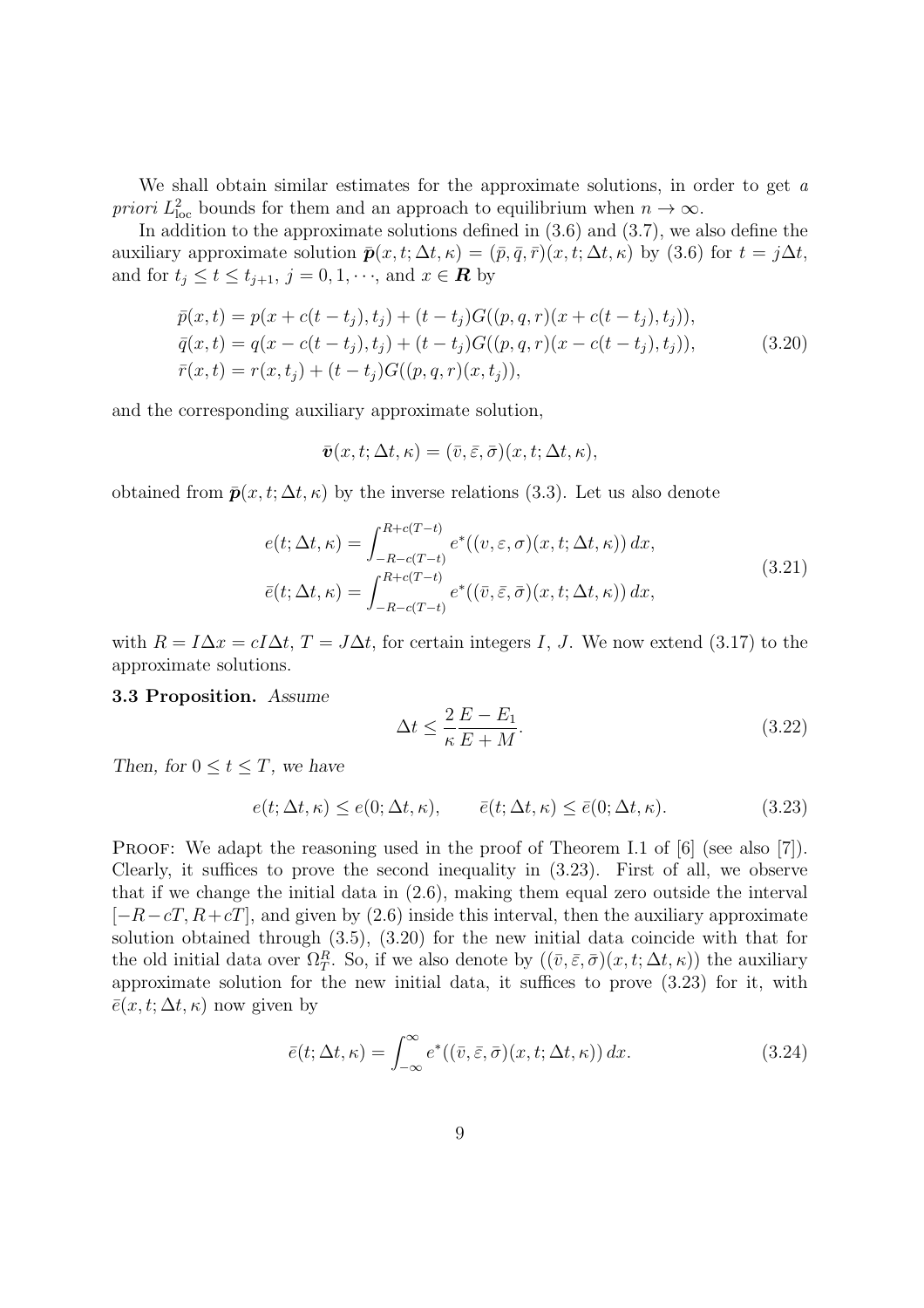We shall obtain similar estimates for the approximate solutions, in order to get *a priori* $L^2_{\rm loc}$ bounds for them and an approach to equilibrium when $n \to \infty$.

In addition to the approximate solutions defined in (3.6) and (3.7), we also define the auxiliary approximate solution $\bar{\boldsymbol{p}}(x,t;\Delta t,\kappa) = (\bar p, \bar q, \bar r)(x,t;\Delta t,\kappa)$ by (3.6) for $t = j\Delta t$, and for $t_j \le t \le t_{j+1}$, $j = 0,1,\cdots$, and $x \in \boldsymbol{R}$ by

$$
\begin{aligned}
\bar p(x,t) &= p(x + c(t-t_j), t_j) + (t-t_j) G((p,q,r)(x + c(t-t_j), t_j)),\\
\bar q(x,t) &= q(x - c(t-t_j), t_j) + (t-t_j) G((p,q,r)(x - c(t-t_j), t_j)),\\
\bar r(x,t) &= r(x, t_j) + (t-t_j) G((p,q,r)(x, t_j)),
\end{aligned}
\tag{3.20}
$$

and the corresponding auxiliary approximate solution,

$$
\bar{\boldsymbol{v}}(x,t;\Delta t,\kappa) = (\bar v, \bar\varepsilon, \bar\sigma)(x,t;\Delta t,\kappa),
$$

obtained from $\bar{\boldsymbol{p}}(x,t;\Delta t,\kappa)$ by the inverse relations (3.3). Let us also denote

$$
\begin{aligned}
e(t;\Delta t,\kappa) &= \int_{-R-c(T-t)}^{R+c(T-t)} e^*((v,\varepsilon,\sigma)(x,t;\Delta t,\kappa))\,dx,\\
\bar e(t;\Delta t,\kappa) &= \int_{-R-c(T-t)}^{R+c(T-t)} e^*((\bar v,\bar\varepsilon,\bar\sigma)(x,t;\Delta t,\kappa))\,dx,
\end{aligned}
\tag{3.21}
$$

with $R = I\Delta x = cI\Delta t$, $T = J\Delta t$, for certain integers $I$, $J$. We now extend (3.17) to the approximate solutions.

**3.3 Proposition.** *Assume*

$$
\Delta t \le \frac{2}{\kappa}\frac{E - E_1}{E + M}.
\tag{3.22}
$$

*Then, for* $0 \le t \le T$, *we have*

$$
e(t;\Delta t,\kappa) \le e(0;\Delta t,\kappa), \qquad \bar e(t;\Delta t,\kappa) \le \bar e(0;\Delta t,\kappa).
\tag{3.23}
$$

Proof: We adapt the reasoning used in the proof of Theorem I.1 of [6] (see also [7]). Clearly, it suffices to prove the second inequality in (3.23). First of all, we observe that if we change the initial data in (2.6), making them equal zero outside the interval $[-R-cT, R+cT]$, and given by (2.6) inside this interval, then the auxiliary approximate solution obtained through (3.5), (3.20) for the new initial data coincide with that for the old initial data over $\Omega_T^R$. So, if we also denote by $((\bar v,\bar\varepsilon,\bar\sigma)(x,t;\Delta t,\kappa))$ the auxiliary approximate solution for the new initial data, it suffices to prove (3.23) for it, with $\bar e(x,t;\Delta t,\kappa)$ now given by

$$
\bar e(t;\Delta t,\kappa) = \int_{-\infty}^{\infty} e^*((\bar v,\bar\varepsilon,\bar\sigma)(x,t;\Delta t,\kappa))\,dx.
\tag{3.24}
$$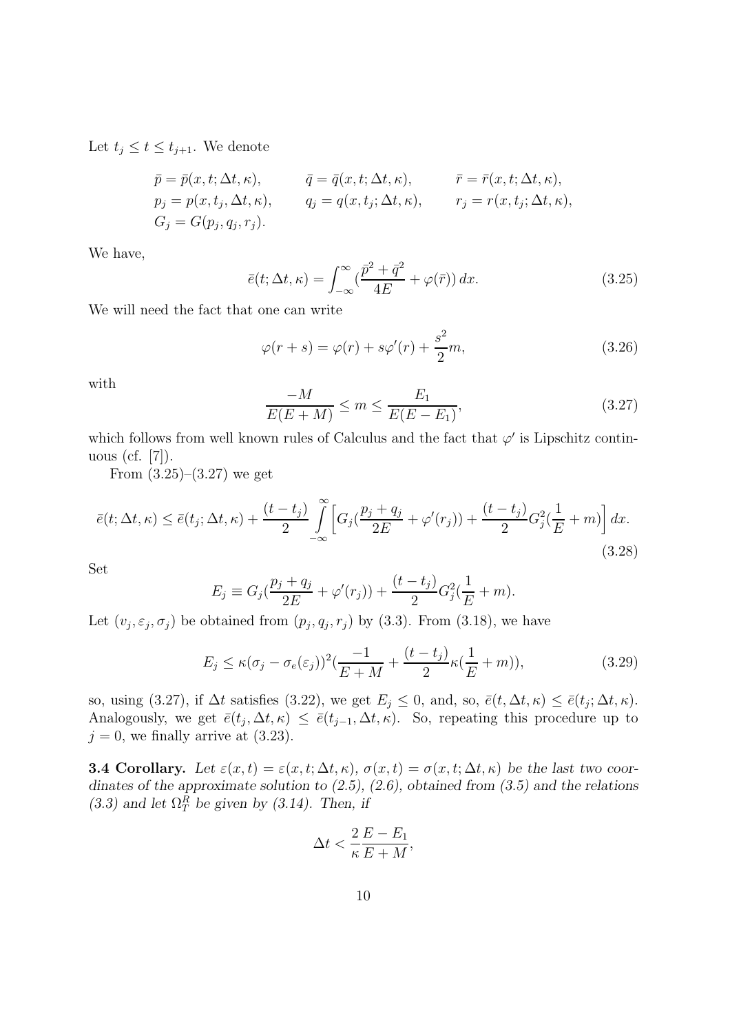Let $t_j \le t \le t_{j+1}$. We denote

$$
\begin{aligned}
&\bar p = \bar p(x,t;\Delta t,\kappa), \qquad && \bar q = \bar q(x,t;\Delta t,\kappa), \qquad && \bar r = \bar r(x,t;\Delta t,\kappa),\\
&p_j = p(x,t_j,\Delta t,\kappa), \qquad && q_j = q(x,t_j;\Delta t,\kappa), \qquad && r_j = r(x,t_j;\Delta t,\kappa),\\
&G_j = G(p_j,q_j,r_j).
\end{aligned}
$$

We have,

$$
\bar e(t;\Delta t,\kappa) = \int_{-\infty}^{\infty} \left(\frac{\bar p^2 + \bar q^2}{4E} + \varphi(\bar r)\right) dx. \tag{3.25}
$$

We will need the fact that one can write

$$
\varphi(r+s) = \varphi(r) + s\varphi'(r) + \frac{s^2}{2} m, \tag{3.26}
$$

with

$$
\frac{-M}{E(E+M)} \le m \le \frac{E_1}{E(E-E_1)}, \tag{3.27}
$$

which follows from well known rules of Calculus and the fact that $\varphi'$ is Lipschitz continuous (cf. [7]).

From (3.25)–(3.27) we get

$$
\bar e(t;\Delta t,\kappa) \le \bar e(t_j;\Delta t,\kappa) + \frac{(t-t_j)}{2}\int_{-\infty}^{\infty}\Big[G_j\big(\frac{p_j+q_j}{2E} + \varphi'(r_j)\big) + \frac{(t-t_j)}{2}G_j^2\big(\frac{1}{E}+m\big)\Big]\,dx. \tag{3.28}
$$

Set

$$
E_j \equiv G_j\big(\frac{p_j+q_j}{2E} + \varphi'(r_j)\big) + \frac{(t-t_j)}{2}G_j^2\big(\frac{1}{E}+m\big).
$$

Let $(v_j,\varepsilon_j,\sigma_j)$ be obtained from $(p_j,q_j,r_j)$ by (3.3). From (3.18), we have

$$
E_j \le \kappa(\sigma_j - \sigma_e(\varepsilon_j))^2\big(\frac{-1}{E+M} + \frac{(t-t_j)}{2}\kappa\big(\frac{1}{E}+m\big)\big), \tag{3.29}
$$

so, using (3.27), if $\Delta t$ satisfies (3.22), we get $E_j \le 0$, and, so, $\bar e(t,\Delta t,\kappa) \le \bar e(t_j;\Delta t,\kappa)$. Analogously, we get $\bar e(t_j,\Delta t,\kappa) \le \bar e(t_{j-1},\Delta t,\kappa)$. So, repeating this procedure up to $j=0$, we finally arrive at (3.23).

**3.4 Corollary.** *Let $\varepsilon(x,t) = \varepsilon(x,t;\Delta t,\kappa)$, $\sigma(x,t) = \sigma(x,t;\Delta t,\kappa)$ be the last two coordinates of the approximate solution to (2.5), (2.6), obtained from (3.5) and the relations (3.3) and let $\Omega_T^R$ be given by (3.14). Then, if*

$$
\Delta t < \frac{2}{\kappa}\frac{E-E_1}{E+M},
$$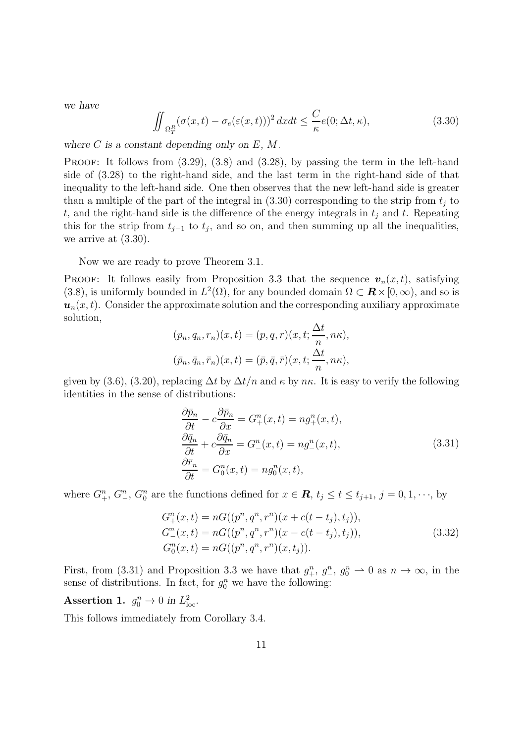*we have*

$$\iint_{\Omega_T^R} (\sigma(x,t) - \sigma_e(\varepsilon(x,t)))^2 \, dxdt \le \frac{C}{\kappa} e(0; \Delta t, \kappa), \tag{3.30}$$

*where $C$ is a constant depending only on $E$, $M$.*

Proof: It follows from (3.29), (3.8) and (3.28), by passing the term in the left-hand side of (3.28) to the right-hand side, and the last term in the right-hand side of that inequality to the left-hand side. One then observes that the new left-hand side is greater than a multiple of the part of the integral in (3.30) corresponding to the strip from $t_j$ to $t$, and the right-hand side is the difference of the energy integrals in $t_j$ and $t$. Repeating this for the strip from $t_{j-1}$ to $t_j$, and so on, and then summing up all the inequalities, we arrive at (3.30).

Now we are ready to prove Theorem 3.1.

Proof: It follows easily from Proposition 3.3 that the sequence $\boldsymbol{v}_n(x,t)$, satisfying (3.8), is uniformly bounded in $L^2(\Omega)$, for any bounded domain $\Omega \subset \boldsymbol{R} \times [0,\infty)$, and so is $\boldsymbol{u}_n(x,t)$. Consider the approximate solution and the corresponding auxiliary approximate solution,

$$(p_n, q_n, r_n)(x,t) = (p,q,r)(x,t; \frac{\Delta t}{n}, n\kappa),$$
$$(\bar p_n, \bar q_n, \bar r_n)(x,t) = (\bar p, \bar q, \bar r)(x,t; \frac{\Delta t}{n}, n\kappa),$$

given by (3.6), (3.20), replacing $\Delta t$ by $\Delta t/n$ and $\kappa$ by $n\kappa$. It is easy to verify the following identities in the sense of distributions:

$$\begin{aligned}
&\frac{\partial \bar p_n}{\partial t} - c\frac{\partial \bar p_n}{\partial x} = G_+^n(x,t) = n g_+^n(x,t),\\
&\frac{\partial \bar q_n}{\partial t} + c\frac{\partial \bar q_n}{\partial x} = G_-^n(x,t) = n g_-^n(x,t),\\
&\frac{\partial \bar r_n}{\partial t} = G_0^n(x,t) = n g_0^n(x,t),
\end{aligned} \tag{3.31}$$

where $G_+^n$, $G_-^n$, $G_0^n$ are the functions defined for $x \in \boldsymbol{R}$, $t_j \le t \le t_{j+1}$, $j = 0, 1, \cdots$, by

$$\begin{aligned}
&G_+^n(x,t) = nG((p^n, q^n, r^n)(x + c(t-t_j), t_j)),\\
&G_-^n(x,t) = nG((p^n, q^n, r^n)(x - c(t-t_j), t_j)),\\
&G_0^n(x,t) = nG((p^n, q^n, r^n)(x, t_j)).
\end{aligned} \tag{3.32}$$

First, from (3.31) and Proposition 3.3 we have that $g_+^n$, $g_-^n$, $g_0^n \rightharpoonup 0$ as $n \to \infty$, in the sense of distributions. In fact, for $g_0^n$ we have the following:

**Assertion 1.** *$g_0^n \to 0$ in $L^2_{\rm loc}$.*

This follows immediately from Corollary 3.4.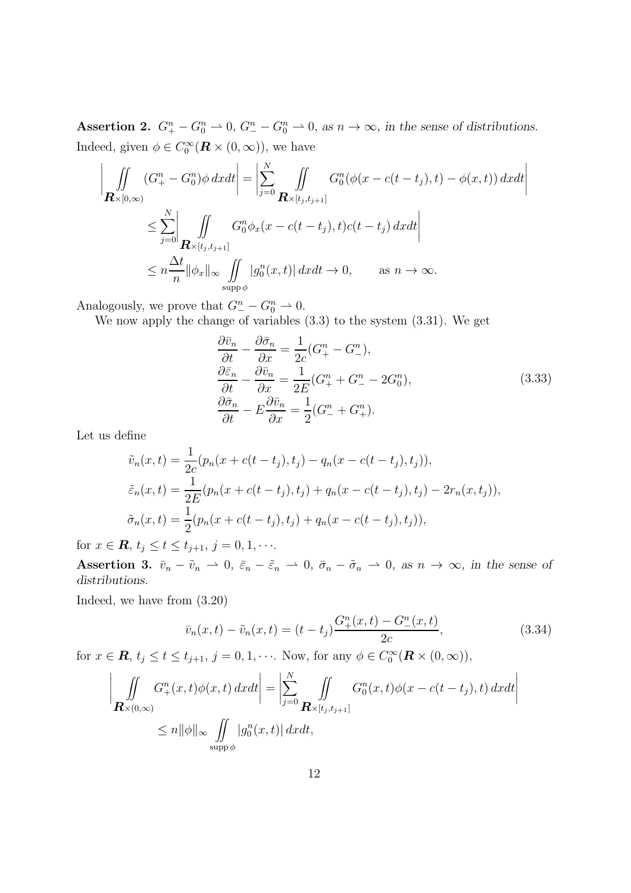**Assertion 2.** *$G_+^n - G_0^n \rightharpoonup 0$, $G_-^n - G_0^n \rightharpoonup 0$, as $n \to \infty$, in the sense of distributions.*

Indeed, given $\phi \in C_0^\infty(\boldsymbol{R} \times (0,\infty))$, we have

$$
\begin{aligned}
\left| \iint\limits_{\boldsymbol{R}\times[0,\infty)} (G_+^n - G_0^n)\phi \, dxdt \right| &= \left| \sum_{j=0}^{N} \iint\limits_{\boldsymbol{R}\times[t_j,t_{j+1}]} G_0^n(\phi(x - c(t-t_j), t) - \phi(x,t))\, dxdt \right| \\
&\le \sum_{j=0}^{N} \left| \iint\limits_{\boldsymbol{R}\times[t_j,t_{j+1}]} G_0^n \phi_x(x - c(t-t_j), t) c(t-t_j)\, dxdt \right| \\
&\le n\frac{\Delta t}{n} \|\phi_x\|_\infty \iint\limits_{\operatorname{supp}\phi} |g_0^n(x,t)|\, dxdt \to 0, \qquad \text{as } n \to \infty.
\end{aligned}
$$

Analogously, we prove that $G_-^n - G_0^n \rightharpoonup 0$.

We now apply the change of variables (3.3) to the system (3.31). We get

$$
\begin{aligned}
&\frac{\partial \bar{v}_n}{\partial t} - \frac{\partial \bar{\sigma}_n}{\partial x} = \frac{1}{2c}(G_+^n - G_-^n), \\
&\frac{\partial \bar{\varepsilon}_n}{\partial t} - \frac{\partial \bar{v}_n}{\partial x} = \frac{1}{2E}(G_+^n + G_-^n - 2G_0^n), \\
&\frac{\partial \bar{\sigma}_n}{\partial t} - E\frac{\partial \bar{v}_n}{\partial x} = \frac{1}{2}(G_-^n + G_+^n).
\end{aligned}
\tag{3.33}
$$

Let us define

$$
\begin{aligned}
\tilde{v}_n(x,t) &= \frac{1}{2c}(p_n(x + c(t-t_j), t_j) - q_n(x - c(t-t_j), t_j)), \\
\tilde{\varepsilon}_n(x,t) &= \frac{1}{2E}(p_n(x + c(t-t_j), t_j) + q_n(x - c(t-t_j), t_j) - 2r_n(x,t_j)), \\
\tilde{\sigma}_n(x,t) &= \frac{1}{2}(p_n(x + c(t-t_j), t_j) + q_n(x - c(t-t_j), t_j)),
\end{aligned}
$$

for $x \in \boldsymbol{R}$, $t_j \le t \le t_{j+1}$, $j = 0, 1, \cdots$.

**Assertion 3.** *$\bar{v}_n - \tilde{v}_n \rightharpoonup 0$, $\bar{\varepsilon}_n - \tilde{\varepsilon}_n \rightharpoonup 0$, $\bar{\sigma}_n - \tilde{\sigma}_n \rightharpoonup 0$, as $n \to \infty$, in the sense of distributions.*

Indeed, we have from (3.20)

$$
\bar{v}_n(x,t) - \tilde{v}_n(x,t) = (t - t_j)\frac{G_+^n(x,t) - G_-^n(x,t)}{2c}, \tag{3.34}
$$

for $x \in \boldsymbol{R}$, $t_j \le t \le t_{j+1}$, $j = 0, 1, \cdots$. Now, for any $\phi \in C_0^\infty(\boldsymbol{R} \times (0,\infty))$,

$$
\begin{aligned}
\left| \iint\limits_{\boldsymbol{R}\times(0,\infty)} G_+^n(x,t)\phi(x,t)\, dxdt \right| &= \left| \sum_{j=0}^{N} \iint\limits_{\boldsymbol{R}\times[t_j,t_{j+1}]} G_0^n(x,t)\phi(x - c(t-t_j), t)\, dxdt \right| \\
&\le n\|\phi\|_\infty \iint\limits_{\operatorname{supp}\phi} |g_0^n(x,t)|\, dxdt,
\end{aligned}
$$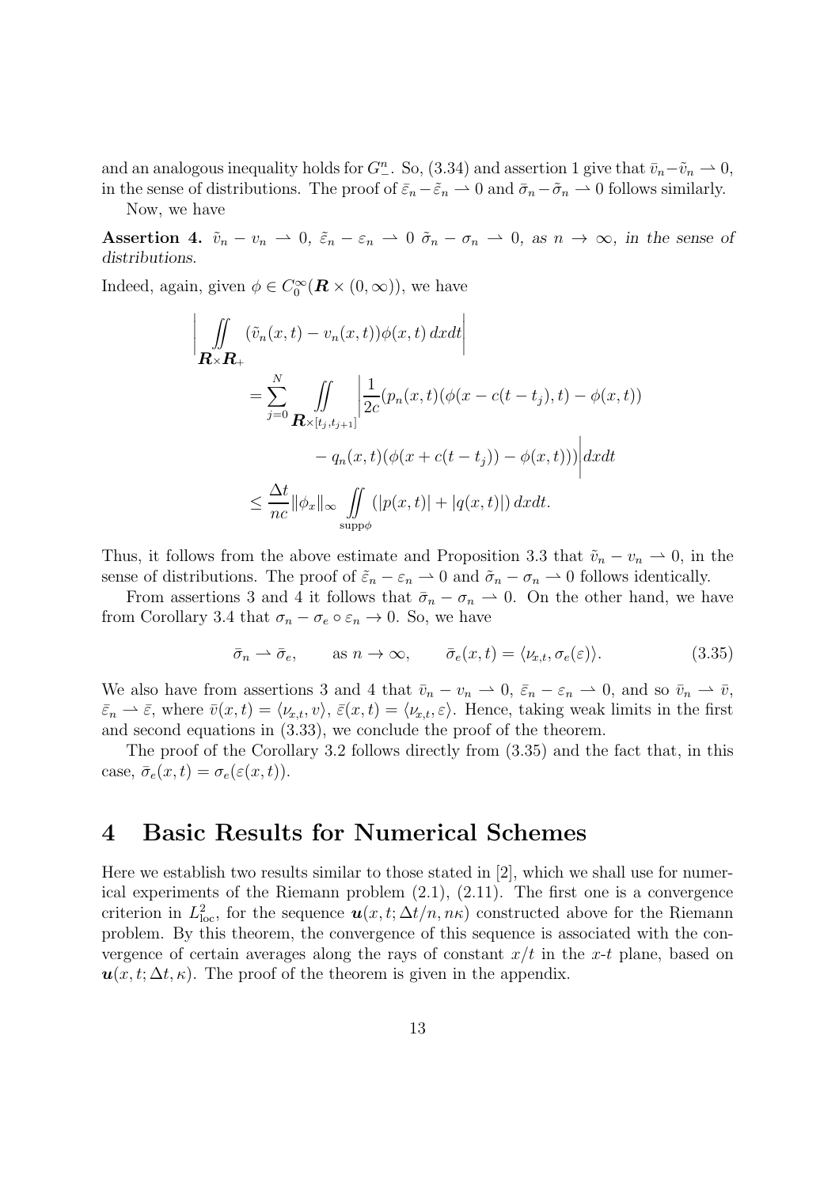and an analogous inequality holds for $G_-^n$. So, (3.34) and assertion 1 give that $\bar{v}_n - \tilde{v}_n \rightharpoonup 0$, in the sense of distributions. The proof of $\bar{\varepsilon}_n - \tilde{\varepsilon}_n \rightharpoonup 0$ and $\bar{\sigma}_n - \tilde{\sigma}_n \rightharpoonup 0$ follows similarly.

Now, we have

**Assertion 4.** *$\tilde{v}_n - v_n \rightharpoonup 0$, $\tilde{\varepsilon}_n - \varepsilon_n \rightharpoonup 0$ $\tilde{\sigma}_n - \sigma_n \rightharpoonup 0$, as $n \to \infty$, in the sense of distributions.*

Indeed, again, given $\phi \in C_0^\infty(\boldsymbol{R} \times (0,\infty))$, we have

$$
\begin{aligned}
\left| \iint_{\boldsymbol{R}\times\boldsymbol{R}_+} (\tilde{v}_n(x,t) - v_n(x,t))\phi(x,t)\,dxdt \right|
&= \sum_{j=0}^{N} \iint_{\boldsymbol{R}\times[t_j,t_{j+1}]} \left| \frac{1}{2c}(p_n(x,t)(\phi(x-c(t-t_j),t) - \phi(x,t)) \right.\\
&\qquad \left. - q_n(x,t)(\phi(x+c(t-t_j)) - \phi(x,t))) \right| dxdt \\
&\le \frac{\Delta t}{nc} \|\phi_x\|_\infty \iint_{\operatorname{supp}\phi} (|p(x,t)| + |q(x,t)|)\,dxdt.
\end{aligned}
$$

Thus, it follows from the above estimate and Proposition 3.3 that $\tilde{v}_n - v_n \rightharpoonup 0$, in the sense of distributions. The proof of $\tilde{\varepsilon}_n - \varepsilon_n \rightharpoonup 0$ and $\tilde{\sigma}_n - \sigma_n \rightharpoonup 0$ follows identically.

From assertions 3 and 4 it follows that $\bar{\sigma}_n - \sigma_n \rightharpoonup 0$. On the other hand, we have from Corollary 3.4 that $\sigma_n - \sigma_e \circ \varepsilon_n \to 0$. So, we have

$$
\bar{\sigma}_n \rightharpoonup \bar{\sigma}_e, \qquad \text{as } n \to \infty, \qquad \bar{\sigma}_e(x,t) = \langle \nu_{x,t}, \sigma_e(\varepsilon) \rangle. \tag{3.35}
$$

We also have from assertions 3 and 4 that $\bar{v}_n - v_n \rightharpoonup 0$, $\bar{\varepsilon}_n - \varepsilon_n \rightharpoonup 0$, and so $\bar{v}_n \rightharpoonup \bar{v}$, $\bar{\varepsilon}_n \rightharpoonup \bar{\varepsilon}$, where $\bar{v}(x,t) = \langle \nu_{x,t}, v \rangle$, $\bar{\varepsilon}(x,t) = \langle \nu_{x,t}, \varepsilon \rangle$. Hence, taking weak limits in the first and second equations in (3.33), we conclude the proof of the theorem.

The proof of the Corollary 3.2 follows directly from (3.35) and the fact that, in this case, $\bar{\sigma}_e(x,t) = \sigma_e(\varepsilon(x,t))$.

# 4 Basic Results for Numerical Schemes

Here we establish two results similar to those stated in [2], which we shall use for numerical experiments of the Riemann problem (2.1), (2.11). The first one is a convergence criterion in $L^2_{\text{loc}}$, for the sequence $\boldsymbol{u}(x,t;\Delta t/n, n\kappa)$ constructed above for the Riemann problem. By this theorem, the convergence of this sequence is associated with the convergence of certain averages along the rays of constant $x/t$ in the $x$-$t$ plane, based on $\boldsymbol{u}(x,t;\Delta t,\kappa)$. The proof of the theorem is given in the appendix.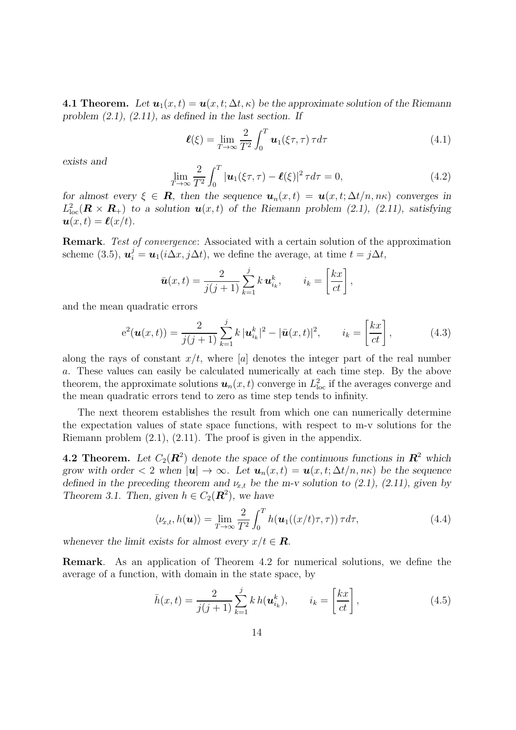**4.1 Theorem.** *Let $\boldsymbol{u}_1(x,t) = \boldsymbol{u}(x,t;\Delta t,\kappa)$ be the approximate solution of the Riemann problem (2.1), (2.11), as defined in the last section. If*

$$\boldsymbol{\ell}(\xi) = \lim_{T\to\infty} \frac{2}{T^2}\int_0^T \boldsymbol{u}_1(\xi\tau,\tau)\,\tau d\tau \tag{4.1}$$

*exists and*

$$\lim_{T\to\infty} \frac{2}{T^2}\int_0^T |\boldsymbol{u}_1(\xi\tau,\tau) - \boldsymbol{\ell}(\xi)|^2\,\tau d\tau = 0, \tag{4.2}$$

*for almost every $\xi \in \boldsymbol{R}$, then the sequence $\boldsymbol{u}_n(x,t) = \boldsymbol{u}(x,t;\Delta t/n, n\kappa)$ converges in $L^2_{\rm loc}(\boldsymbol{R}\times\boldsymbol{R}_+)$ to a solution $\boldsymbol{u}(x,t)$ of the Riemann problem (2.1), (2.11), satisfying $\boldsymbol{u}(x,t) = \boldsymbol{\ell}(x/t)$.*

**Remark**. *Test of convergence*: Associated with a certain solution of the approximation scheme (3.5), $\boldsymbol{u}_i^j = \boldsymbol{u}_1(i\Delta x, j\Delta t)$, we define the average, at time $t = j\Delta t$,

$$\bar{\boldsymbol{u}}(x,t) = \frac{2}{j(j+1)}\sum_{k=1}^{j} k\,\boldsymbol{u}_{i_k}^k, \qquad i_k = \left[\frac{kx}{ct}\right],$$

and the mean quadratic errors

$$\mathrm{e}^2(\boldsymbol{u}(x,t)) = \frac{2}{j(j+1)}\sum_{k=1}^{j} k\,|\boldsymbol{u}_{i_k}^k|^2 - |\bar{\boldsymbol{u}}(x,t)|^2, \qquad i_k = \left[\frac{kx}{ct}\right], \tag{4.3}$$

along the rays of constant $x/t$, where $[a]$ denotes the integer part of the real number $a$. These values can easily be calculated numerically at each time step. By the above theorem, the approximate solutions $\boldsymbol{u}_n(x,t)$ converge in $L^2_{\rm loc}$ if the averages converge and the mean quadratic errors tend to zero as time step tends to infinity.

The next theorem establishes the result from which one can numerically determine the expectation values of state space functions, with respect to m-v solutions for the Riemann problem (2.1), (2.11). The proof is given in the appendix.

**4.2 Theorem.** *Let $C_2(\boldsymbol{R}^2)$ denote the space of the continuous functions in $\boldsymbol{R}^2$ which grow with order $< 2$ when $|\boldsymbol{u}| \to \infty$. Let $\boldsymbol{u}_n(x,t) = \boldsymbol{u}(x,t;\Delta t/n, n\kappa)$ be the sequence defined in the preceding theorem and $\nu_{x,t}$ be the m-v solution to (2.1), (2.11), given by Theorem 3.1. Then, given $h \in C_2(\boldsymbol{R}^2)$, we have*

$$\langle \nu_{x,t}, h(\boldsymbol{u})\rangle = \lim_{T\to\infty} \frac{2}{T^2}\int_0^T h(\boldsymbol{u}_1((x/t)\tau,\tau))\,\tau d\tau, \tag{4.4}$$

*whenever the limit exists for almost every $x/t \in \boldsymbol{R}$.*

**Remark**. As an application of Theorem 4.2 for numerical solutions, we define the average of a function, with domain in the state space, by

$$\bar{h}(x,t) = \frac{2}{j(j+1)}\sum_{k=1}^{j} k\,h(\boldsymbol{u}_{i_k}^k), \qquad i_k = \left[\frac{kx}{ct}\right], \tag{4.5}$$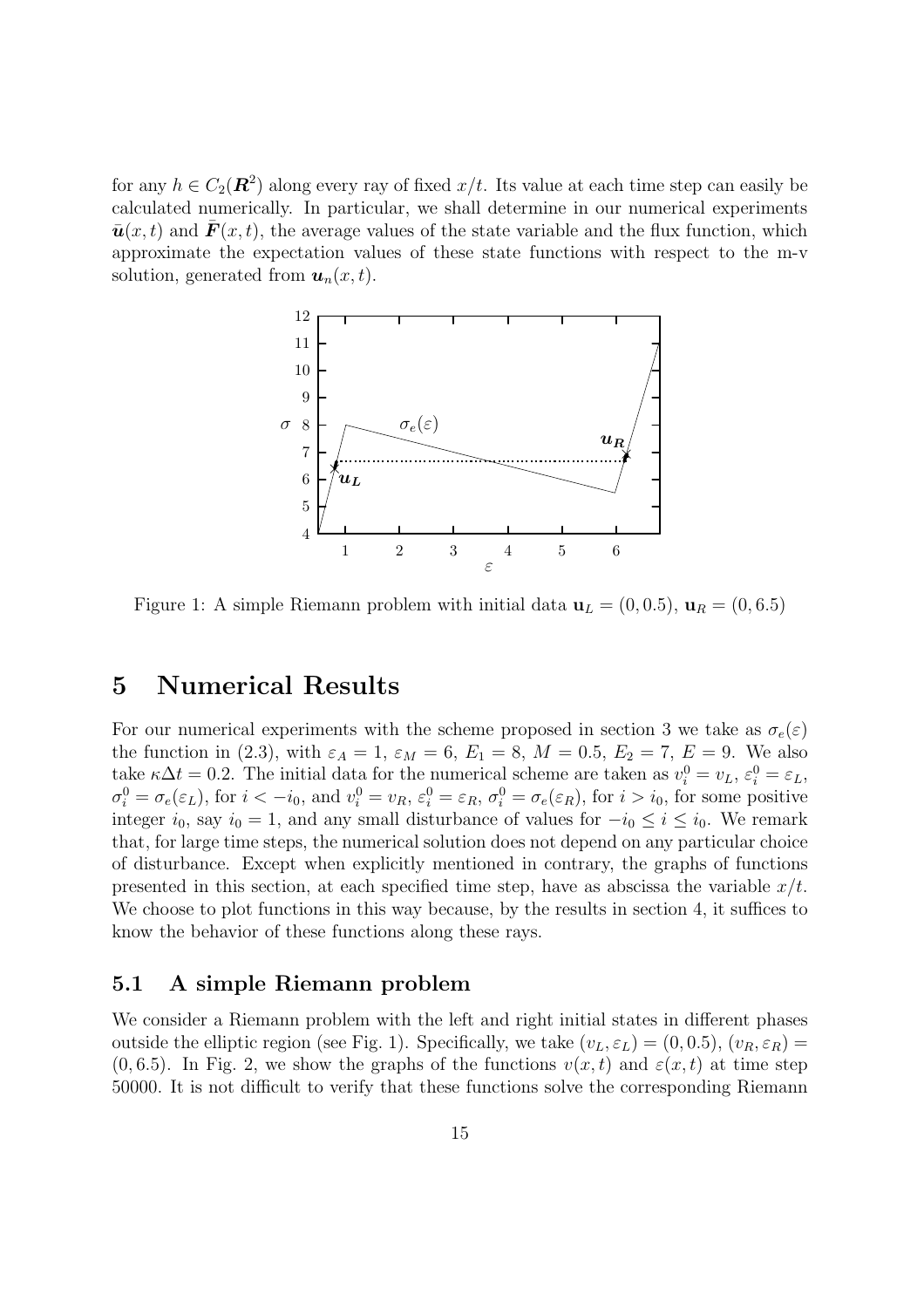for any $h \in C_2(\boldsymbol{R}^2)$ along every ray of fixed $x/t$. Its value at each time step can easily be calculated numerically. In particular, we shall determine in our numerical experiments $\bar{\boldsymbol{u}}(x,t)$ and $\bar{\boldsymbol{F}}(x,t)$, the average values of the state variable and the flux function, which approximate the expectation values of these state functions with respect to the m-v solution, generated from $\boldsymbol{u}_n(x,t)$.

Figure 1: A simple Riemann problem with initial data $\mathbf{u}_L = (0, 0.5)$, $\mathbf{u}_R = (0, 6.5)$

# 5 Numerical Results

For our numerical experiments with the scheme proposed in section 3 we take as $\sigma_e(\varepsilon)$ the function in (2.3), with $\varepsilon_A = 1$, $\varepsilon_M = 6$, $E_1 = 8$, $M = 0.5$, $E_2 = 7$, $E = 9$. We also take $\kappa\Delta t = 0.2$. The initial data for the numerical scheme are taken as $v_i^0 = v_L$, $\varepsilon_i^0 = \varepsilon_L$, $\sigma_i^0 = \sigma_e(\varepsilon_L)$, for $i < -i_0$, and $v_i^0 = v_R$, $\varepsilon_i^0 = \varepsilon_R$, $\sigma_i^0 = \sigma_e(\varepsilon_R)$, for $i > i_0$, for some positive integer $i_0$, say $i_0 = 1$, and any small disturbance of values for $-i_0 \le i \le i_0$. We remark that, for large time steps, the numerical solution does not depend on any particular choice of disturbance. Except when explicitly mentioned in contrary, the graphs of functions presented in this section, at each specified time step, have as abscissa the variable $x/t$. We choose to plot functions in this way because, by the results in section 4, it suffices to know the behavior of these functions along these rays.

## 5.1 A simple Riemann problem

We consider a Riemann problem with the left and right initial states in different phases outside the elliptic region (see Fig. 1). Specifically, we take $(v_L, \varepsilon_L) = (0, 0.5)$, $(v_R, \varepsilon_R) = (0, 6.5)$. In Fig. 2, we show the graphs of the functions $v(x,t)$ and $\varepsilon(x,t)$ at time step 50000. It is not difficult to verify that these functions solve the corresponding Riemann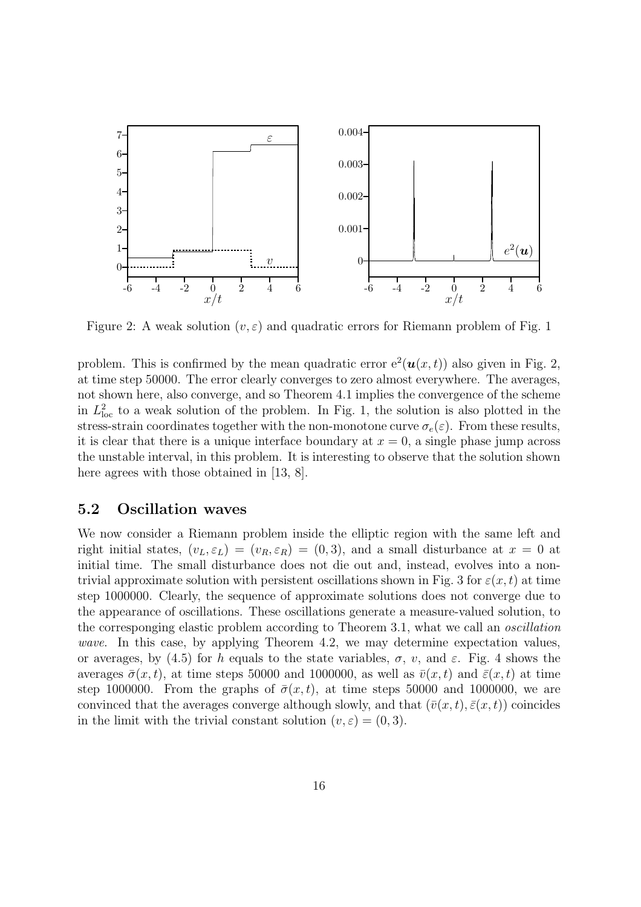Figure 2: A weak solution $(v, \varepsilon)$ and quadratic errors for Riemann problem of Fig. 1

problem. This is confirmed by the mean quadratic error $e^2(\boldsymbol{u}(x,t))$ also given in Fig. 2, at time step 50000. The error clearly converges to zero almost everywhere. The averages, not shown here, also converge, and so Theorem 4.1 implies the convergence of the scheme in $L^2_{\rm loc}$ to a weak solution of the problem. In Fig. 1, the solution is also plotted in the stress-strain coordinates together with the non-monotone curve $\sigma_e(\varepsilon)$. From these results, it is clear that there is a unique interface boundary at $x = 0$, a single phase jump across the unstable interval, in this problem. It is interesting to observe that the solution shown here agrees with those obtained in [13, 8].

## 5.2 Oscillation waves

We now consider a Riemann problem inside the elliptic region with the same left and right initial states, $(v_L, \varepsilon_L) = (v_R, \varepsilon_R) = (0, 3)$, and a small disturbance at $x = 0$ at initial time. The small disturbance does not die out and, instead, evolves into a non-trivial approximate solution with persistent oscillations shown in Fig. 3 for $\varepsilon(x,t)$ at time step 1000000. Clearly, the sequence of approximate solutions does not converge due to the appearance of oscillations. These oscillations generate a measure-valued solution, to the corresponging elastic problem according to Theorem 3.1, what we call an *oscillation wave*. In this case, by applying Theorem 4.2, we may determine expectation values, or averages, by (4.5) for $h$ equals to the state variables, $\sigma$, $v$, and $\varepsilon$. Fig. 4 shows the averages $\bar{\sigma}(x,t)$, at time steps 50000 and 1000000, as well as $\bar{v}(x,t)$ and $\bar{\varepsilon}(x,t)$ at time step 1000000. From the graphs of $\bar{\sigma}(x,t)$, at time steps 50000 and 1000000, we are convinced that the averages converge although slowly, and that $(\bar{v}(x,t), \bar{\varepsilon}(x,t))$ coincides in the limit with the trivial constant solution $(v, \varepsilon) = (0, 3)$.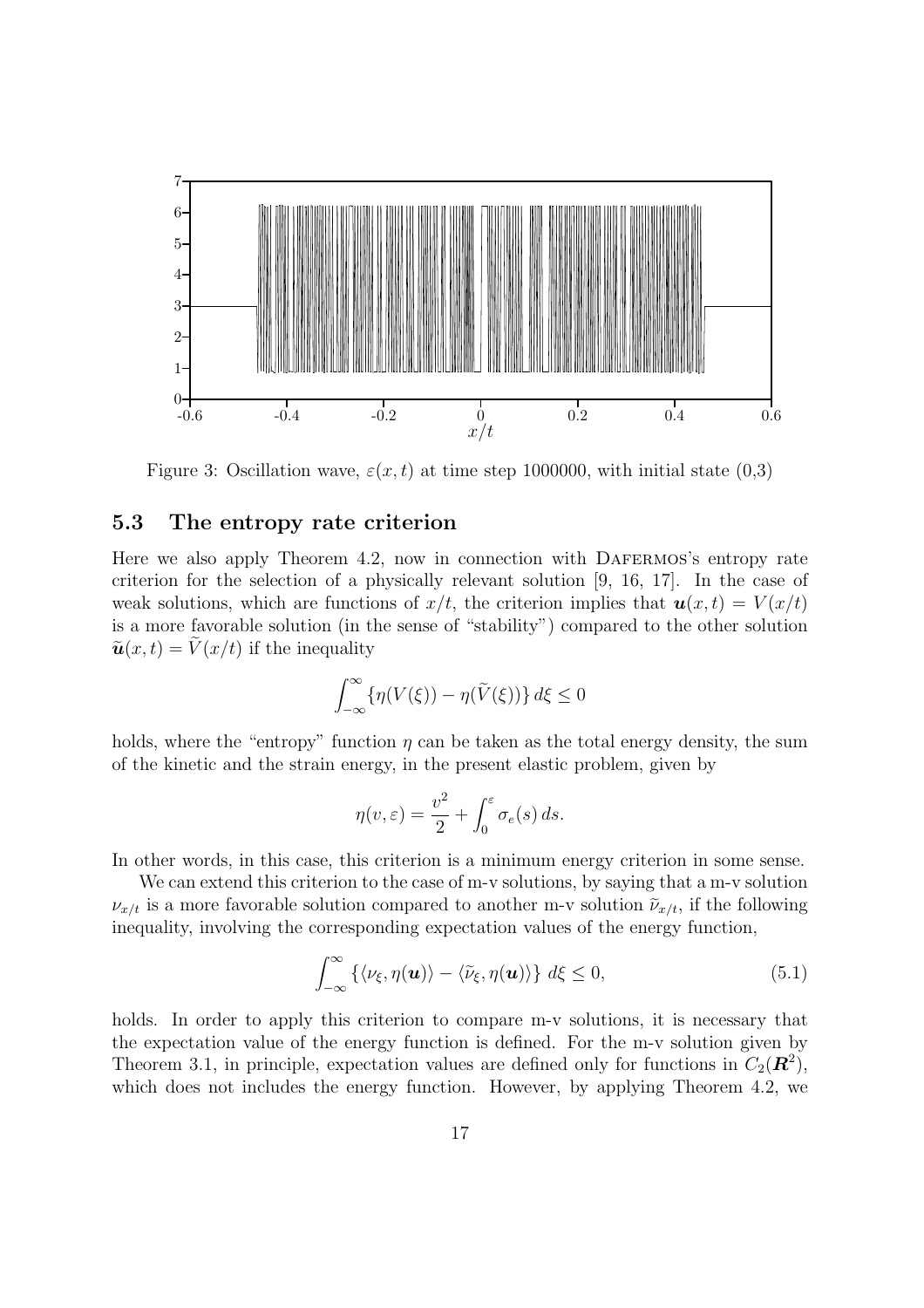Figure 3: Oscillation wave, $\varepsilon(x,t)$ at time step 1000000, with initial state (0,3)

### 5.3 The entropy rate criterion

Here we also apply Theorem 4.2, now in connection with Dafermos's entropy rate criterion for the selection of a physically relevant solution [9, 16, 17]. In the case of weak solutions, which are functions of $x/t$, the criterion implies that $\boldsymbol{u}(x,t) = V(x/t)$ is a more favorable solution (in the sense of "stability") compared to the other solution $\widetilde{\boldsymbol{u}}(x,t) = \widetilde{V}(x/t)$ if the inequality

$$\int_{-\infty}^{\infty} \{\eta(V(\xi)) - \eta(\widetilde{V}(\xi))\}\, d\xi \leq 0$$

holds, where the "entropy" function $\eta$ can be taken as the total energy density, the sum of the kinetic and the strain energy, in the present elastic problem, given by

$$\eta(v,\varepsilon) = \frac{v^2}{2} + \int_0^{\varepsilon} \sigma_e(s)\, ds.$$

In other words, in this case, this criterion is a minimum energy criterion in some sense.

We can extend this criterion to the case of m-v solutions, by saying that a m-v solution $\nu_{x/t}$ is a more favorable solution compared to another m-v solution $\widetilde{\nu}_{x/t}$, if the following inequality, involving the corresponding expectation values of the energy function,

$$\int_{-\infty}^{\infty} \{\langle \nu_\xi, \eta(\boldsymbol{u})\rangle - \langle \widetilde{\nu}_\xi, \eta(\boldsymbol{u})\rangle\}\, d\xi \leq 0, \tag{5.1}$$

holds. In order to apply this criterion to compare m-v solutions, it is necessary that the expectation value of the energy function is defined. For the m-v solution given by Theorem 3.1, in principle, expectation values are defined only for functions in $C_2(\boldsymbol{R}^2)$, which does not includes the energy function. However, by applying Theorem 4.2, we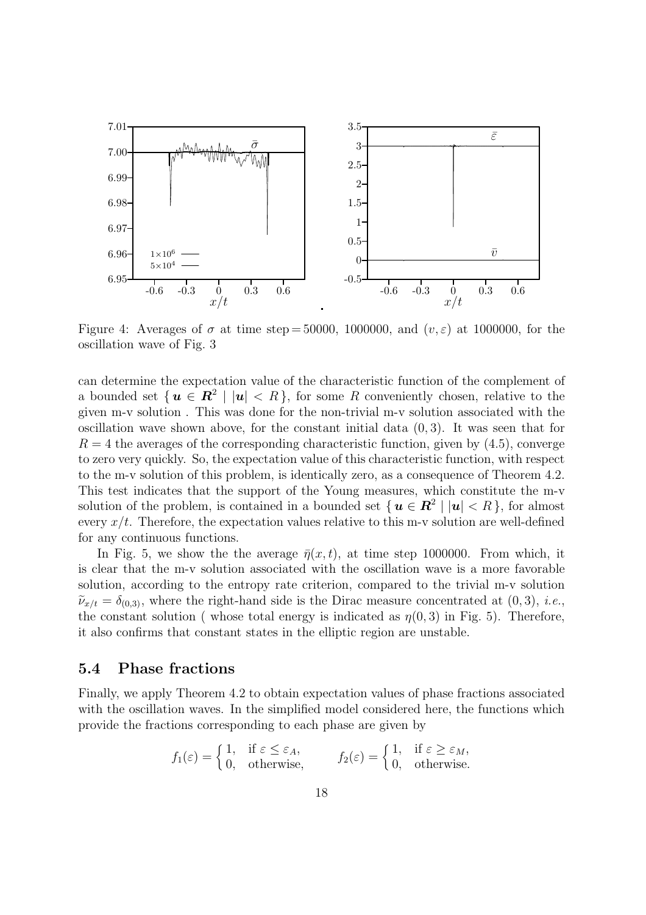Figure 4: Averages of $\sigma$ at time step = 50000, 1000000, and $(v, \varepsilon)$ at 1000000, for the oscillation wave of Fig. 3

can determine the expectation value of the characteristic function of the complement of a bounded set $\{ \boldsymbol{u} \in \boldsymbol{R}^2 \mid |\boldsymbol{u}| < R \}$, for some $R$ conveniently chosen, relative to the given m-v solution . This was done for the non-trivial m-v solution associated with the oscillation wave shown above, for the constant initial data $(0, 3)$. It was seen that for $R = 4$ the averages of the corresponding characteristic function, given by (4.5), converge to zero very quickly. So, the expectation value of this characteristic function, with respect to the m-v solution of this problem, is identically zero, as a consequence of Theorem 4.2. This test indicates that the support of the Young measures, which constitute the m-v solution of the problem, is contained in a bounded set $\{ \boldsymbol{u} \in \boldsymbol{R}^2 \mid |\boldsymbol{u}| < R \}$, for almost every $x/t$. Therefore, the expectation values relative to this m-v solution are well-defined for any continuous functions.

In Fig. 5, we show the the average $\bar{\eta}(x, t)$, at time step 1000000. From which, it is clear that the m-v solution associated with the oscillation wave is a more favorable solution, according to the entropy rate criterion, compared to the trivial m-v solution $\widetilde{\nu}_{x/t} = \delta_{(0,3)}$, where the right-hand side is the Dirac measure concentrated at $(0, 3)$, *i.e.*, the constant solution ( whose total energy is indicated as $\eta(0, 3)$ in Fig. 5). Therefore, it also confirms that constant states in the elliptic region are unstable.

## 5.4 Phase fractions

Finally, we apply Theorem 4.2 to obtain expectation values of phase fractions associated with the oscillation waves. In the simplified model considered here, the functions which provide the fractions corresponding to each phase are given by

$$
f_1(\varepsilon) = \begin{cases} 1, & \text{if } \varepsilon \leq \varepsilon_A, \\ 0, & \text{otherwise,} \end{cases} \qquad f_2(\varepsilon) = \begin{cases} 1, & \text{if } \varepsilon \geq \varepsilon_M, \\ 0, & \text{otherwise.} \end{cases}
$$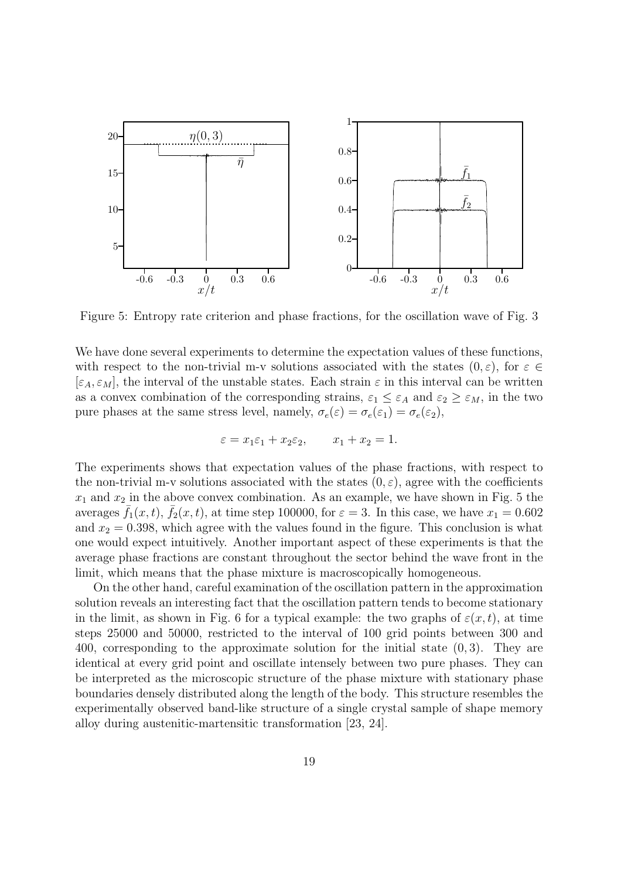Figure 5: Entropy rate criterion and phase fractions, for the oscillation wave of Fig. 3

We have done several experiments to determine the expectation values of these functions, with respect to the non-trivial m-v solutions associated with the states $(0, \varepsilon)$, for $\varepsilon \in [\varepsilon_A, \varepsilon_M]$, the interval of the unstable states. Each strain $\varepsilon$ in this interval can be written as a convex combination of the corresponding strains, $\varepsilon_1 \leq \varepsilon_A$ and $\varepsilon_2 \geq \varepsilon_M$, in the two pure phases at the same stress level, namely, $\sigma_e(\varepsilon) = \sigma_e(\varepsilon_1) = \sigma_e(\varepsilon_2)$,

$$\varepsilon = x_1\varepsilon_1 + x_2\varepsilon_2, \qquad x_1 + x_2 = 1.$$

The experiments shows that expectation values of the phase fractions, with respect to the non-trivial m-v solutions associated with the states $(0, \varepsilon)$, agree with the coefficients $x_1$ and $x_2$ in the above convex combination. As an example, we have shown in Fig. 5 the averages $\bar{f}_1(x,t)$, $\bar{f}_2(x,t)$, at time step 100000, for $\varepsilon = 3$. In this case, we have $x_1 = 0.602$ and $x_2 = 0.398$, which agree with the values found in the figure. This conclusion is what one would expect intuitively. Another important aspect of these experiments is that the average phase fractions are constant throughout the sector behind the wave front in the limit, which means that the phase mixture is macroscopically homogeneous.

On the other hand, careful examination of the oscillation pattern in the approximation solution reveals an interesting fact that the oscillation pattern tends to become stationary in the limit, as shown in Fig. 6 for a typical example: the two graphs of $\varepsilon(x,t)$, at time steps 25000 and 50000, restricted to the interval of 100 grid points between 300 and 400, corresponding to the approximate solution for the initial state $(0, 3)$. They are identical at every grid point and oscillate intensely between two pure phases. They can be interpreted as the microscopic structure of the phase mixture with stationary phase boundaries densely distributed along the length of the body. This structure resembles the experimentally observed band-like structure of a single crystal sample of shape memory alloy during austenitic-martensitic transformation [23, 24].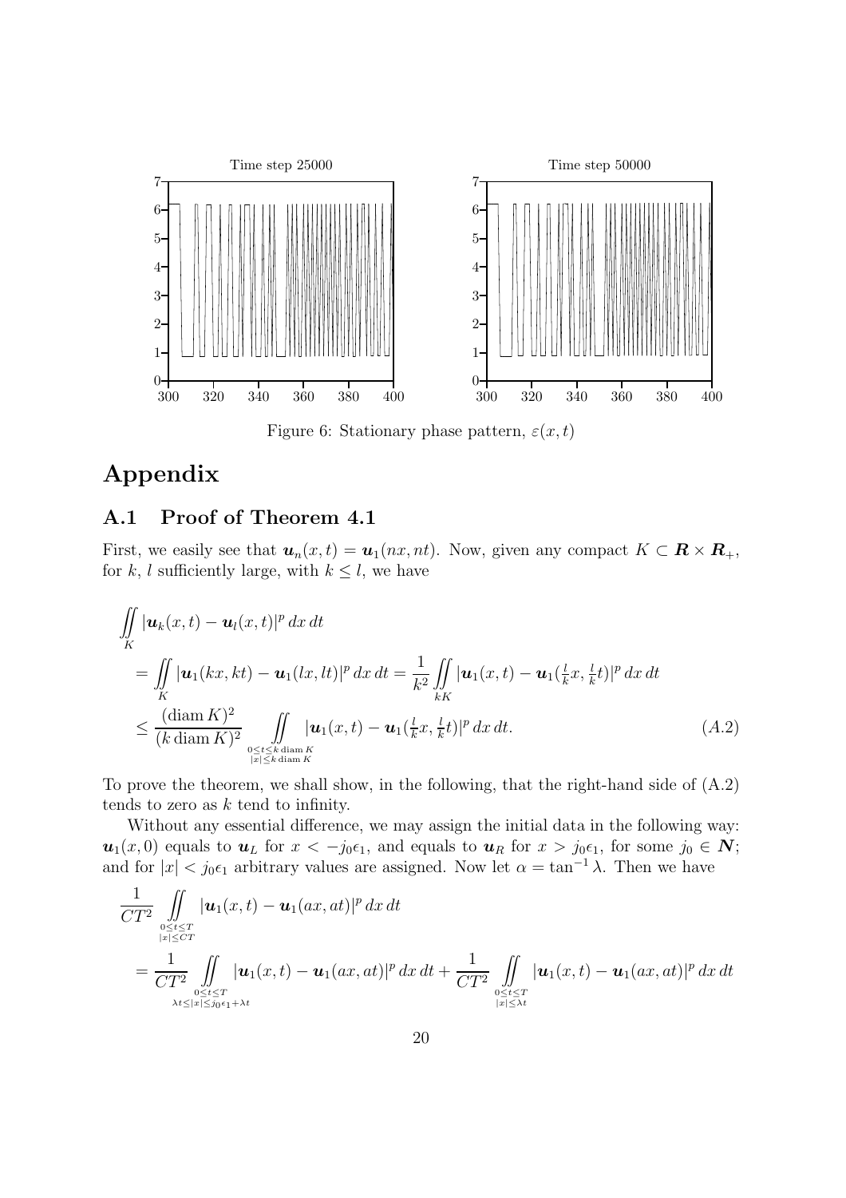Figure 6: Stationary phase pattern, $\varepsilon(x,t)$

# Appendix

## A.1 Proof of Theorem 4.1

First, we easily see that $\boldsymbol{u}_n(x,t) = \boldsymbol{u}_1(nx,nt)$. Now, given any compact $K \subset \boldsymbol{R} \times \boldsymbol{R}_+$, for $k$, $l$ sufficiently large, with $k \le l$, we have

$$
\begin{aligned}
&\iint\limits_K |\boldsymbol{u}_k(x,t) - \boldsymbol{u}_l(x,t)|^p \, dx \, dt \\
&= \iint\limits_K |\boldsymbol{u}_1(kx,kt) - \boldsymbol{u}_1(lx,lt)|^p \, dx \, dt = \frac{1}{k^2} \iint\limits_{kK} |\boldsymbol{u}_1(x,t) - \boldsymbol{u}_1(\tfrac{l}{k}x, \tfrac{l}{k}t)|^p \, dx \, dt \\
&\le \frac{(\operatorname{diam} K)^2}{(k \operatorname{diam} K)^2} \iint\limits_{\substack{0 \le t \le k \operatorname{diam} K \\ |x| \le k \operatorname{diam} K}} |\boldsymbol{u}_1(x,t) - \boldsymbol{u}_1(\tfrac{l}{k}x, \tfrac{l}{k}t)|^p \, dx \, dt. \qquad (A.2)
\end{aligned}
$$

To prove the theorem, we shall show, in the following, that the right-hand side of (A.2) tends to zero as $k$ tend to infinity.

Without any essential difference, we may assign the initial data in the following way: $\boldsymbol{u}_1(x,0)$ equals to $\boldsymbol{u}_L$ for $x < -j_0\epsilon_1$, and equals to $\boldsymbol{u}_R$ for $x > j_0\epsilon_1$, for some $j_0 \in \boldsymbol{N}$; and for $|x| < j_0\epsilon_1$ arbitrary values are assigned. Now let $\alpha = \tan^{-1}\lambda$. Then we have

$$
\begin{aligned}
&\frac{1}{CT^2} \iint\limits_{\substack{0 \le t \le T \\ |x| \le CT}} |\boldsymbol{u}_1(x,t) - \boldsymbol{u}_1(ax,at)|^p \, dx \, dt \\
&= \frac{1}{CT^2} \iint\limits_{\substack{0 \le t \le T \\ \lambda t \le |x| \le j_0\epsilon_1 + \lambda t}} |\boldsymbol{u}_1(x,t) - \boldsymbol{u}_1(ax,at)|^p \, dx \, dt + \frac{1}{CT^2} \iint\limits_{\substack{0 \le t \le T \\ |x| \le \lambda t}} |\boldsymbol{u}_1(x,t) - \boldsymbol{u}_1(ax,at)|^p \, dx \, dt
\end{aligned}
$$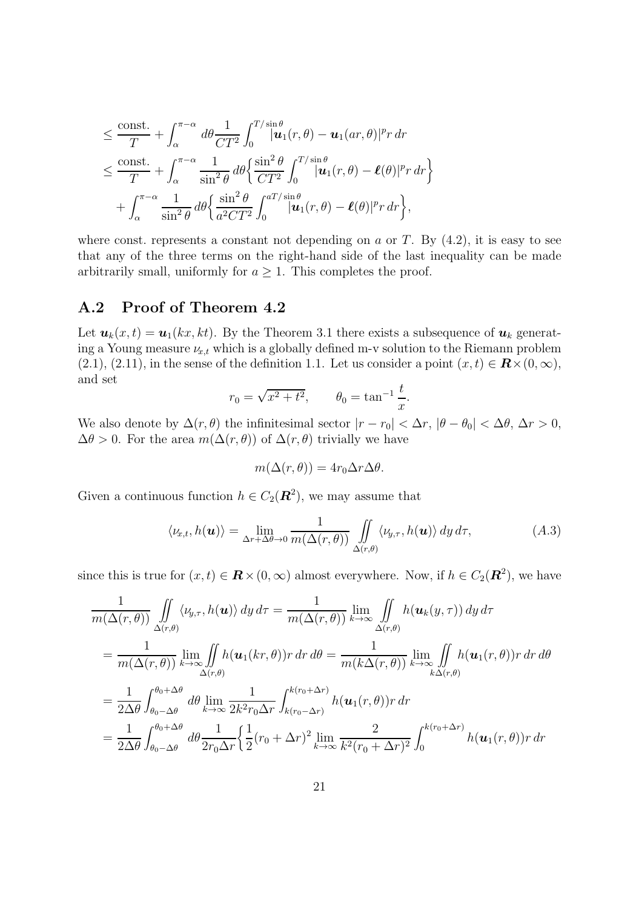$$
\begin{aligned}
&\le \frac{\text{const.}}{T} + \int_{\alpha}^{\pi-\alpha} d\theta \frac{1}{CT^2} \int_0^{T/\sin\theta} |\boldsymbol{u}_1(r,\theta) - \boldsymbol{u}_1(ar,\theta)|^p r\, dr \\
&\le \frac{\text{const.}}{T} + \int_{\alpha}^{\pi-\alpha} \frac{1}{\sin^2\theta}\, d\theta \Big\{ \frac{\sin^2\theta}{CT^2} \int_0^{T/\sin\theta} |\boldsymbol{u}_1(r,\theta) - \boldsymbol{\ell}(\theta)|^p r\, dr \Big\} \\
&\quad + \int_{\alpha}^{\pi-\alpha} \frac{1}{\sin^2\theta}\, d\theta \Big\{ \frac{\sin^2\theta}{a^2CT^2} \int_0^{aT/\sin\theta} |\boldsymbol{u}_1(r,\theta) - \boldsymbol{\ell}(\theta)|^p r\, dr \Big\},
\end{aligned}
$$

where const. represents a constant not depending on $a$ or $T$. By (4.2), it is easy to see that any of the three terms on the right-hand side of the last inequality can be made arbitrarily small, uniformly for $a \ge 1$. This completes the proof.

## A.2 Proof of Theorem 4.2

Let $\boldsymbol{u}_k(x,t) = \boldsymbol{u}_1(kx, kt)$. By the Theorem 3.1 there exists a subsequence of $\boldsymbol{u}_k$ generating a Young measure $\nu_{x,t}$ which is a globally defined m-v solution to the Riemann problem (2.1), (2.11), in the sense of the definition 1.1. Let us consider a point $(x,t) \in \boldsymbol{R} \times (0,\infty)$, and set

$$
r_0 = \sqrt{x^2 + t^2}, \qquad \theta_0 = \tan^{-1} \frac{t}{x}.
$$

We also denote by $\Delta(r,\theta)$ the infinitesimal sector $|r - r_0| < \Delta r$, $|\theta - \theta_0| < \Delta\theta$, $\Delta r > 0$, $\Delta\theta > 0$. For the area $m(\Delta(r,\theta))$ of $\Delta(r,\theta)$ trivially we have

$$
m(\Delta(r,\theta)) = 4 r_0 \Delta r \Delta\theta.
$$

Given a continuous function $h \in C_2(\boldsymbol{R}^2)$, we may assume that

$$
\langle \nu_{x,t}, h(\boldsymbol{u}) \rangle = \lim_{\Delta r + \Delta\theta \to 0} \frac{1}{m(\Delta(r,\theta))} \iint\limits_{\Delta(r,\theta)} \langle \nu_{y,\tau}, h(\boldsymbol{u}) \rangle \, dy\, d\tau, \tag{A.3}
$$

since this is true for $(x,t) \in \boldsymbol{R} \times (0,\infty)$ almost everywhere. Now, if $h \in C_2(\boldsymbol{R}^2)$, we have

$$
\begin{aligned}
&\frac{1}{m(\Delta(r,\theta))} \iint\limits_{\Delta(r,\theta)} \langle \nu_{y,\tau}, h(\boldsymbol{u}) \rangle \, dy\, d\tau = \frac{1}{m(\Delta(r,\theta))} \lim_{k\to\infty} \iint\limits_{\Delta(r,\theta)} h(\boldsymbol{u}_k(y,\tau))\, dy\, d\tau \\
&= \frac{1}{m(\Delta(r,\theta))} \lim_{k\to\infty} \iint\limits_{\Delta(r,\theta)} h(\boldsymbol{u}_1(kr,\theta)) r\, dr\, d\theta = \frac{1}{m(k\Delta(r,\theta))} \lim_{k\to\infty} \iint\limits_{k\Delta(r,\theta)} h(\boldsymbol{u}_1(r,\theta)) r\, dr\, d\theta \\
&= \frac{1}{2\Delta\theta} \int_{\theta_0-\Delta\theta}^{\theta_0+\Delta\theta} d\theta \lim_{k\to\infty} \frac{1}{2k^2 r_0 \Delta r} \int_{k(r_0-\Delta r)}^{k(r_0+\Delta r)} h(\boldsymbol{u}_1(r,\theta)) r\, dr \\
&= \frac{1}{2\Delta\theta} \int_{\theta_0-\Delta\theta}^{\theta_0+\Delta\theta} d\theta \frac{1}{2r_0\Delta r} \Big\{ \frac{1}{2}(r_0+\Delta r)^2 \lim_{k\to\infty} \frac{2}{k^2 (r_0+\Delta r)^2} \int_0^{k(r_0+\Delta r)} h(\boldsymbol{u}_1(r,\theta)) r\, dr
\end{aligned}
$$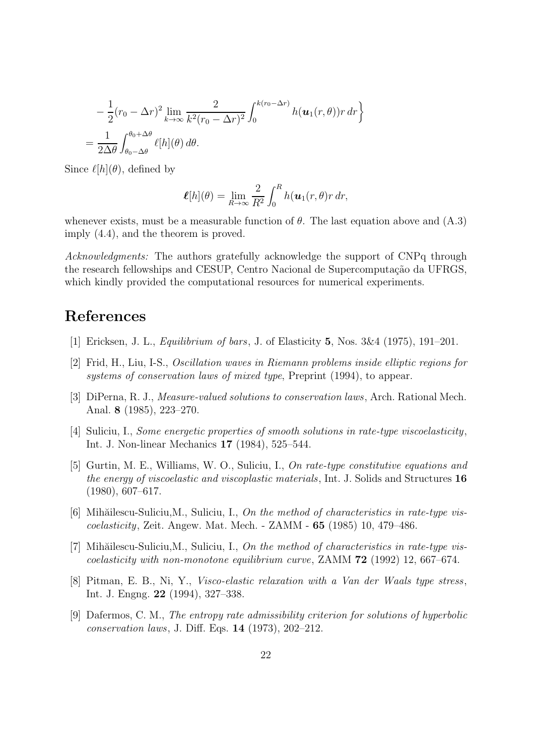$$
\begin{aligned}
&- \frac{1}{2}(r_0 - \Delta r)^2 \lim_{k\to\infty} \frac{2}{k^2(r_0-\Delta r)^2} \int_0^{k(r_0-\Delta r)} h(\boldsymbol{u}_1(r,\theta)) r\, dr \Big\} \\
&= \frac{1}{2\Delta\theta} \int_{\theta_0-\Delta\theta}^{\theta_0+\Delta\theta} \ell[h](\theta)\, d\theta.
\end{aligned}
$$

Since $\ell[h](\theta)$, defined by

$$
\boldsymbol{\ell}[h](\theta) = \lim_{R\to\infty} \frac{2}{R^2} \int_0^R h(\boldsymbol{u}_1(r,\theta)) r\, dr,
$$

whenever exists, must be a measurable function of $\theta$. The last equation above and (A.3) imply (4.4), and the theorem is proved.

*Acknowledgments:* The authors gratefully acknowledge the support of CNPq through the research fellowships and CESUP, Centro Nacional de Supercomputação da UFRGS, which kindly provided the computational resources for numerical experiments.

# References

[1] Ericksen, J. L., *Equilibrium of bars*, J. of Elasticity **5**, Nos. 3&4 (1975), 191–201.

[2] Frid, H., Liu, I-S., *Oscillation waves in Riemann problems inside elliptic regions for systems of conservation laws of mixed type*, Preprint (1994), to appear.

[3] DiPerna, R. J., *Measure-valued solutions to conservation laws*, Arch. Rational Mech. Anal. **8** (1985), 223–270.

[4] Suliciu, I., *Some energetic properties of smooth solutions in rate-type viscoelasticity*, Int. J. Non-linear Mechanics **17** (1984), 525–544.

[5] Gurtin, M. E., Williams, W. O., Suliciu, I., *On rate-type constitutive equations and the energy of viscoelastic and viscoplastic materials*, Int. J. Solids and Structures **16** (1980), 607–617.

[6] Mihăilescu-Suliciu,M., Suliciu, I., *On the method of characteristics in rate-type viscoelasticity*, Zeit. Angew. Mat. Mech. - ZAMM - **65** (1985) 10, 479–486.

[7] Mihăilescu-Suliciu,M., Suliciu, I., *On the method of characteristics in rate-type viscoelasticity with non-monotone equilibrium curve*, ZAMM **72** (1992) 12, 667–674.

[8] Pitman, E. B., Ni, Y., *Visco-elastic relaxation with a Van der Waals type stress*, Int. J. Engng. **22** (1994), 327–338.

[9] Dafermos, C. M., *The entropy rate admissibility criterion for solutions of hyperbolic conservation laws*, J. Diff. Eqs. **14** (1973), 202–212.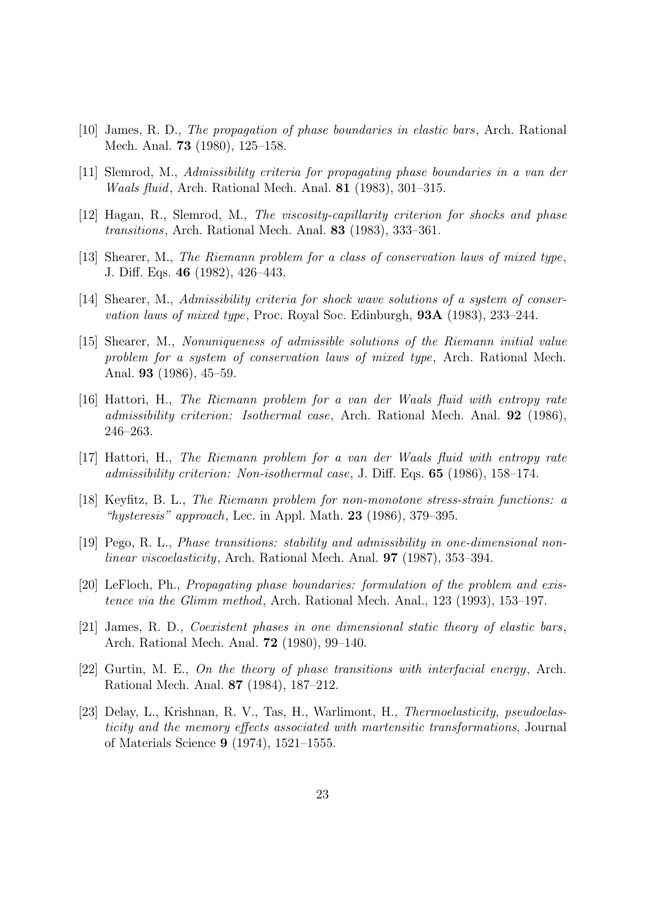[10] James, R. D., *The propagation of phase boundaries in elastic bars*, Arch. Rational Mech. Anal. **73** (1980), 125–158.

[11] Slemrod, M., *Admissibility criteria for propagating phase boundaries in a van der Waals fluid*, Arch. Rational Mech. Anal. **81** (1983), 301–315.

[12] Hagan, R., Slemrod, M., *The viscosity-capillarity criterion for shocks and phase transitions*, Arch. Rational Mech. Anal. **83** (1983), 333–361.

[13] Shearer, M., *The Riemann problem for a class of conservation laws of mixed type*, J. Diff. Eqs. **46** (1982), 426–443.

[14] Shearer, M., *Admissibility criteria for shock wave solutions of a system of conservation laws of mixed type*, Proc. Royal Soc. Edinburgh, **93A** (1983), 233–244.

[15] Shearer, M., *Nonuniqueness of admissible solutions of the Riemann initial value problem for a system of conservation laws of mixed type*, Arch. Rational Mech. Anal. **93** (1986), 45–59.

[16] Hattori, H., *The Riemann problem for a van der Waals fluid with entropy rate admissibility criterion: Isothermal case*, Arch. Rational Mech. Anal. **92** (1986), 246–263.

[17] Hattori, H., *The Riemann problem for a van der Waals fluid with entropy rate admissibility criterion: Non-isothermal case*, J. Diff. Eqs. **65** (1986), 158–174.

[18] Keyfitz, B. L., *The Riemann problem for non-monotone stress-strain functions: a "hysteresis" approach*, Lec. in Appl. Math. **23** (1986), 379–395.

[19] Pego, R. L., *Phase transitions: stability and admissibility in one-dimensional nonlinear viscoelasticity*, Arch. Rational Mech. Anal. **97** (1987), 353–394.

[20] LeFloch, Ph., *Propagating phase boundaries: formulation of the problem and existence via the Glimm method*, Arch. Rational Mech. Anal., 123 (1993), 153–197.

[21] James, R. D., *Coexistent phases in one dimensional static theory of elastic bars*, Arch. Rational Mech. Anal. **72** (1980), 99–140.

[22] Gurtin, M. E., *On the theory of phase transitions with interfacial energy*, Arch. Rational Mech. Anal. **87** (1984), 187–212.

[23] Delay, L., Krishnan, R. V., Tas, H., Warlimont, H., *Thermoelasticity, pseudoelasticity and the memory effects associated with martensitic transformations*, Journal of Materials Science **9** (1974), 1521–1555.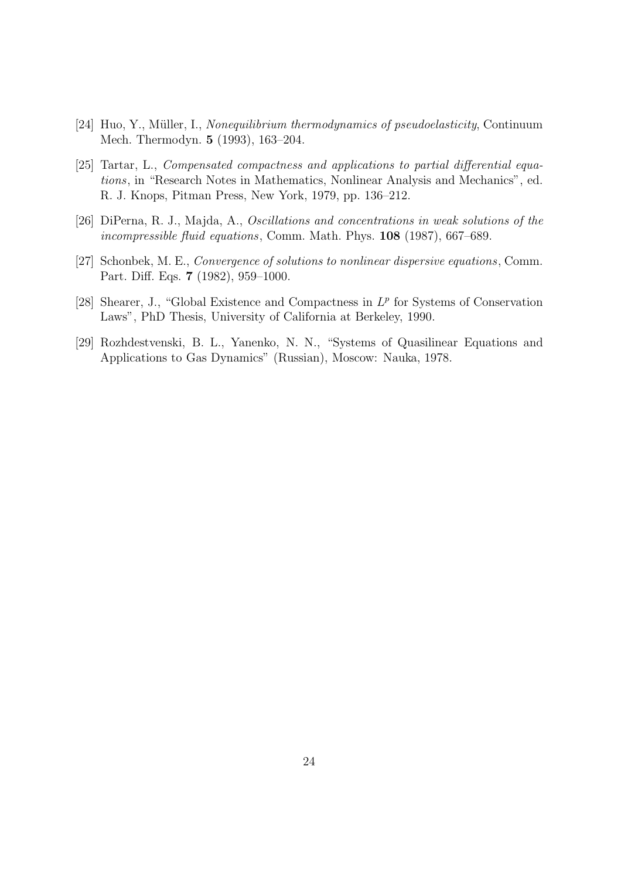[24] Huo, Y., Müller, I., *Nonequilibrium thermodynamics of pseudoelasticity*, Continuum Mech. Thermodyn. **5** (1993), 163–204.

[25] Tartar, L., *Compensated compactness and applications to partial differential equations*, in "Research Notes in Mathematics, Nonlinear Analysis and Mechanics", ed. R. J. Knops, Pitman Press, New York, 1979, pp. 136–212.

[26] DiPerna, R. J., Majda, A., *Oscillations and concentrations in weak solutions of the incompressible fluid equations*, Comm. Math. Phys. **108** (1987), 667–689.

[27] Schonbek, M. E., *Convergence of solutions to nonlinear dispersive equations*, Comm. Part. Diff. Eqs. **7** (1982), 959–1000.

[28] Shearer, J., "Global Existence and Compactness in $L^p$ for Systems of Conservation Laws", PhD Thesis, University of California at Berkeley, 1990.

[29] Rozhdestvenski, B. L., Yanenko, N. N., "Systems of Quasilinear Equations and Applications to Gas Dynamics" (Russian), Moscow: Nauka, 1978.